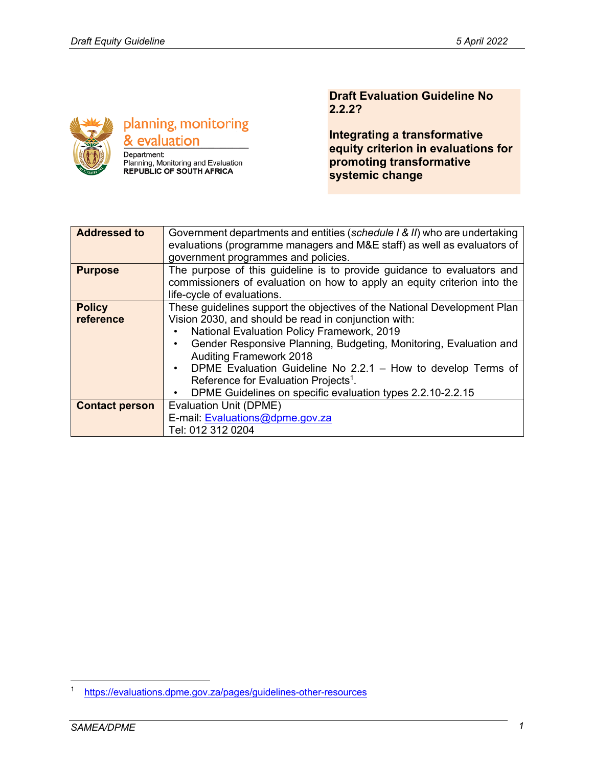planning, monitoring & evaluation

Department:
Planning, Monitoring and Evaluation
REPUBLIC OF SOUTH AFRICA

**Draft Evaluation Guideline No 2.2.2?**

# Integrating a transformative equity criterion in evaluations for promoting transformative systemic change

| | |
|---|---|
| **Addressed to** | Government departments and entities (*schedule I & II*) who are undertaking evaluations (programme managers and M&E staff) as well as evaluators of government programmes and policies. |
| **Purpose** | The purpose of this guideline is to provide guidance to evaluators and commissioners of evaluation on how to apply an equity criterion into the life-cycle of evaluations. |
| **Policy reference** | These guidelines support the objectives of the National Development Plan Vision 2030, and should be read in conjunction with:<br>• National Evaluation Policy Framework, 2019<br>• Gender Responsive Planning, Budgeting, Monitoring, Evaluation and Auditing Framework 2018<br>• DPME Evaluation Guideline No 2.2.1 – How to develop Terms of Reference for Evaluation Projects[1].<br>• DPME Guidelines on specific evaluation types 2.2.10-2.2.15 |
| **Contact person** | Evaluation Unit (DPME)<br>E-mail: Evaluations@dpme.gov.za<br>Tel: 012 312 0204 |

[1] https://evaluations.dpme.gov.za/pages/guidelines-other-resources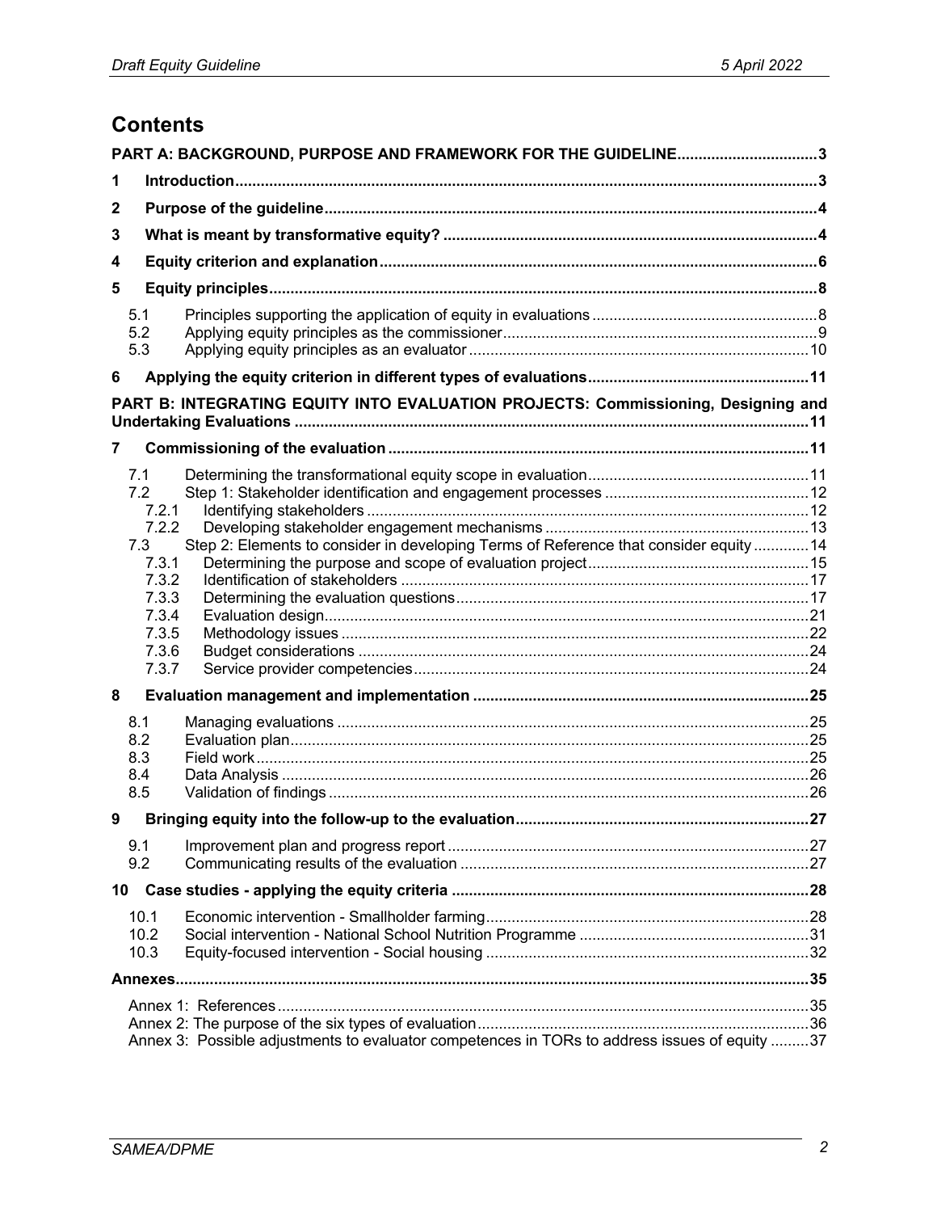# Contents

**PART A: BACKGROUND, PURPOSE AND FRAMEWORK FOR THE GUIDELINE** ..... 3

**1 Introduction** ..... 3

**2 Purpose of the guideline** ..... 4

**3 What is meant by transformative equity?** ..... 4

**4 Equity criterion and explanation** ..... 6

**5 Equity principles** ..... 8

- 5.1 Principles supporting the application of equity in evaluations ..... 8
- 5.2 Applying equity principles as the commissioner ..... 9
- 5.3 Applying equity principles as an evaluator ..... 10

**6 Applying the equity criterion in different types of evaluations** ..... 11

**PART B: INTEGRATING EQUITY INTO EVALUATION PROJECTS: Commissioning, Designing and Undertaking Evaluations** ..... 11

**7 Commissioning of the evaluation** ..... 11

- 7.1 Determining the transformational equity scope in evaluation ..... 11
- 7.2 Step 1: Stakeholder identification and engagement processes ..... 12
  - 7.2.1 Identifying stakeholders ..... 12
  - 7.2.2 Developing stakeholder engagement mechanisms ..... 13
- 7.3 Step 2: Elements to consider in developing Terms of Reference that consider equity ..... 14
  - 7.3.1 Determining the purpose and scope of evaluation project ..... 15
  - 7.3.2 Identification of stakeholders ..... 17
  - 7.3.3 Determining the evaluation questions ..... 17
  - 7.3.4 Evaluation design ..... 21
  - 7.3.5 Methodology issues ..... 22
  - 7.3.6 Budget considerations ..... 24
  - 7.3.7 Service provider competencies ..... 24

**8 Evaluation management and implementation** ..... 25

- 8.1 Managing evaluations ..... 25
- 8.2 Evaluation plan ..... 25
- 8.3 Field work ..... 25
- 8.4 Data Analysis ..... 26
- 8.5 Validation of findings ..... 26

**9 Bringing equity into the follow-up to the evaluation** ..... 27

- 9.1 Improvement plan and progress report ..... 27
- 9.2 Communicating results of the evaluation ..... 27

**10 Case studies - applying the equity criteria** ..... 28

- 10.1 Economic intervention - Smallholder farming ..... 28
- 10.2 Social intervention - National School Nutrition Programme ..... 31
- 10.3 Equity-focused intervention - Social housing ..... 32

**Annexes** ..... 35

- Annex 1: References ..... 35
- Annex 2: The purpose of the six types of evaluation ..... 36
- Annex 3: Possible adjustments to evaluator competences in TORs to address issues of equity ..... 37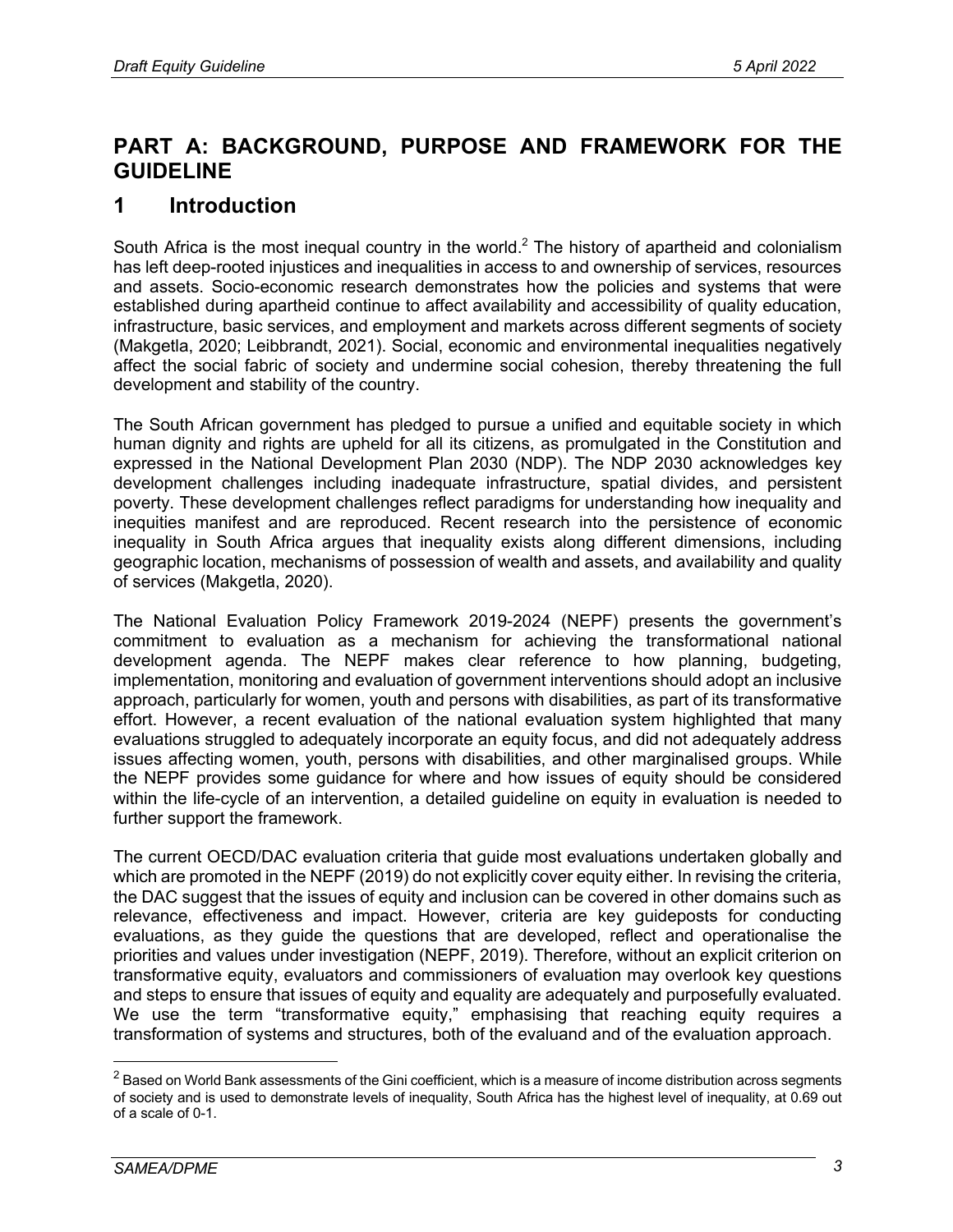# PART A: BACKGROUND, PURPOSE AND FRAMEWORK FOR THE GUIDELINE

## 1 Introduction

South Africa is the most inequal country in the world.[2] The history of apartheid and colonialism has left deep-rooted injustices and inequalities in access to and ownership of services, resources and assets. Socio-economic research demonstrates how the policies and systems that were established during apartheid continue to affect availability and accessibility of quality education, infrastructure, basic services, and employment and markets across different segments of society (Makgetla, 2020; Leibbrandt, 2021). Social, economic and environmental inequalities negatively affect the social fabric of society and undermine social cohesion, thereby threatening the full development and stability of the country.

The South African government has pledged to pursue a unified and equitable society in which human dignity and rights are upheld for all its citizens, as promulgated in the Constitution and expressed in the National Development Plan 2030 (NDP). The NDP 2030 acknowledges key development challenges including inadequate infrastructure, spatial divides, and persistent poverty. These development challenges reflect paradigms for understanding how inequality and inequities manifest and are reproduced. Recent research into the persistence of economic inequality in South Africa argues that inequality exists along different dimensions, including geographic location, mechanisms of possession of wealth and assets, and availability and quality of services (Makgetla, 2020).

The National Evaluation Policy Framework 2019-2024 (NEPF) presents the government's commitment to evaluation as a mechanism for achieving the transformational national development agenda. The NEPF makes clear reference to how planning, budgeting, implementation, monitoring and evaluation of government interventions should adopt an inclusive approach, particularly for women, youth and persons with disabilities, as part of its transformative effort. However, a recent evaluation of the national evaluation system highlighted that many evaluations struggled to adequately incorporate an equity focus, and did not adequately address issues affecting women, youth, persons with disabilities, and other marginalised groups. While the NEPF provides some guidance for where and how issues of equity should be considered within the life-cycle of an intervention, a detailed guideline on equity in evaluation is needed to further support the framework.

The current OECD/DAC evaluation criteria that guide most evaluations undertaken globally and which are promoted in the NEPF (2019) do not explicitly cover equity either. In revising the criteria, the DAC suggest that the issues of equity and inclusion can be covered in other domains such as relevance, effectiveness and impact. However, criteria are key guideposts for conducting evaluations, as they guide the questions that are developed, reflect and operationalise the priorities and values under investigation (NEPF, 2019). Therefore, without an explicit criterion on transformative equity, evaluators and commissioners of evaluation may overlook key questions and steps to ensure that issues of equity and equality are adequately and purposefully evaluated. We use the term "transformative equity," emphasising that reaching equity requires a transformation of systems and structures, both of the evaluand and of the evaluation approach.

[2] Based on World Bank assessments of the Gini coefficient, which is a measure of income distribution across segments of society and is used to demonstrate levels of inequality, South Africa has the highest level of inequality, at 0.69 out of a scale of 0-1.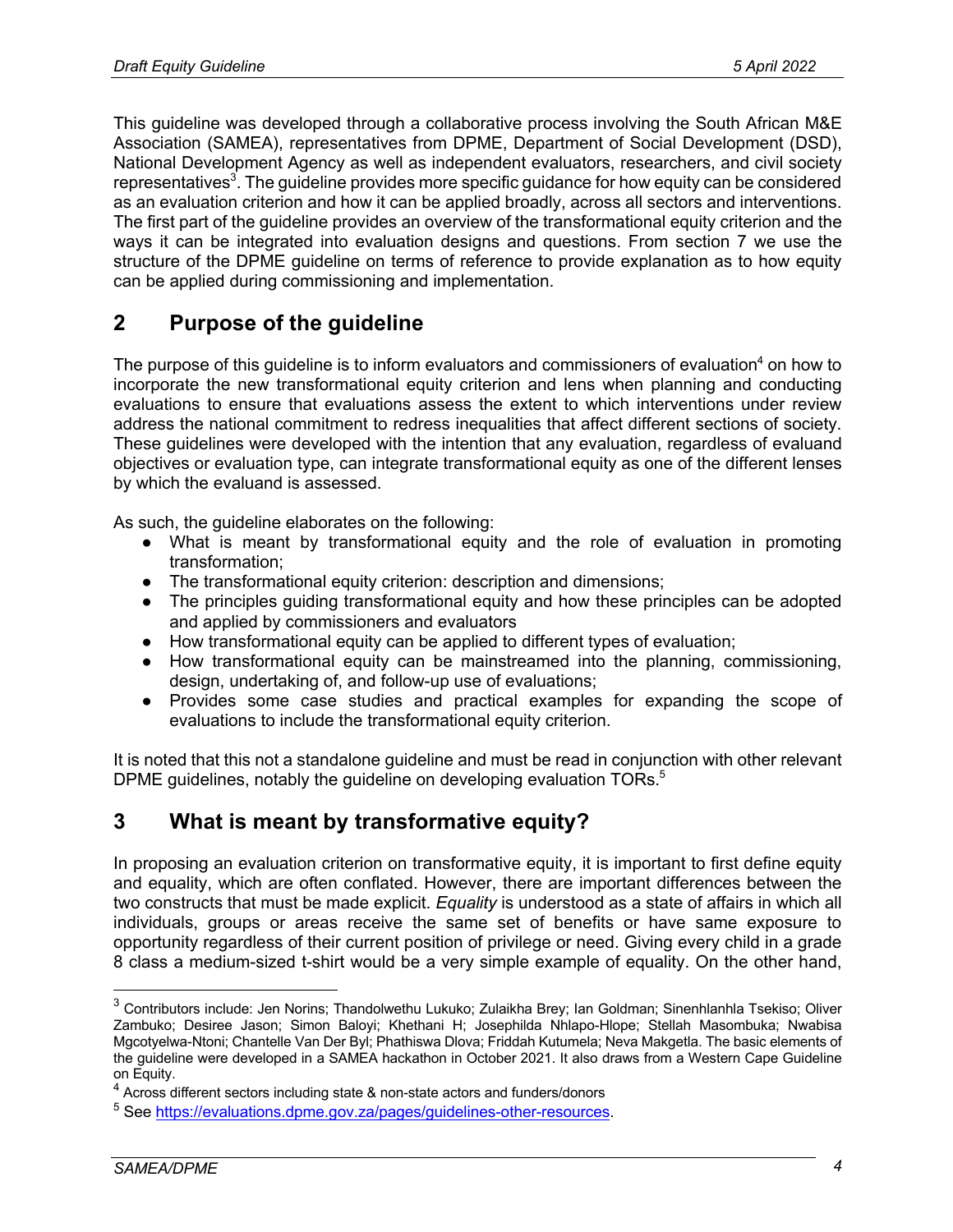This guideline was developed through a collaborative process involving the South African M&E Association (SAMEA), representatives from DPME, Department of Social Development (DSD), National Development Agency as well as independent evaluators, researchers, and civil society representatives[3]. The guideline provides more specific guidance for how equity can be considered as an evaluation criterion and how it can be applied broadly, across all sectors and interventions. The first part of the guideline provides an overview of the transformational equity criterion and the ways it can be integrated into evaluation designs and questions. From section 7 we use the structure of the DPME guideline on terms of reference to provide explanation as to how equity can be applied during commissioning and implementation.

## 2 Purpose of the guideline

The purpose of this guideline is to inform evaluators and commissioners of evaluation[4] on how to incorporate the new transformational equity criterion and lens when planning and conducting evaluations to ensure that evaluations assess the extent to which interventions under review address the national commitment to redress inequalities that affect different sections of society. These guidelines were developed with the intention that any evaluation, regardless of evaluand objectives or evaluation type, can integrate transformational equity as one of the different lenses by which the evaluand is assessed.

As such, the guideline elaborates on the following:

- What is meant by transformational equity and the role of evaluation in promoting transformation;
- The transformational equity criterion: description and dimensions;
- The principles guiding transformational equity and how these principles can be adopted and applied by commissioners and evaluators
- How transformational equity can be applied to different types of evaluation;
- How transformational equity can be mainstreamed into the planning, commissioning, design, undertaking of, and follow-up use of evaluations;
- Provides some case studies and practical examples for expanding the scope of evaluations to include the transformational equity criterion.

It is noted that this not a standalone guideline and must be read in conjunction with other relevant DPME guidelines, notably the guideline on developing evaluation TORs.[5]

## 3 What is meant by transformative equity?

In proposing an evaluation criterion on transformative equity, it is important to first define equity and equality, which are often conflated. However, there are important differences between the two constructs that must be made explicit. *Equality* is understood as a state of affairs in which all individuals, groups or areas receive the same set of benefits or have same exposure to opportunity regardless of their current position of privilege or need. Giving every child in a grade 8 class a medium-sized t-shirt would be a very simple example of equality. On the other hand,

---

[3] Contributors include: Jen Norins; Thandolwethu Lukuko; Zulaikha Brey; Ian Goldman; Sinenhlanhla Tsekiso; Oliver Zambuko; Desiree Jason; Simon Baloyi; Khethani H; Josephilda Nhlapo-Hlope; Stellah Masombuka; Nwabisa Mgcotyelwa-Ntoni; Chantelle Van Der Byl; Phathiswa Dlova; Friddah Kutumela; Neva Makgetla. The basic elements of the guideline were developed in a SAMEA hackathon in October 2021. It also draws from a Western Cape Guideline on Equity.

[4] Across different sectors including state & non-state actors and funders/donors

[5] See https://evaluations.dpme.gov.za/pages/guidelines-other-resources.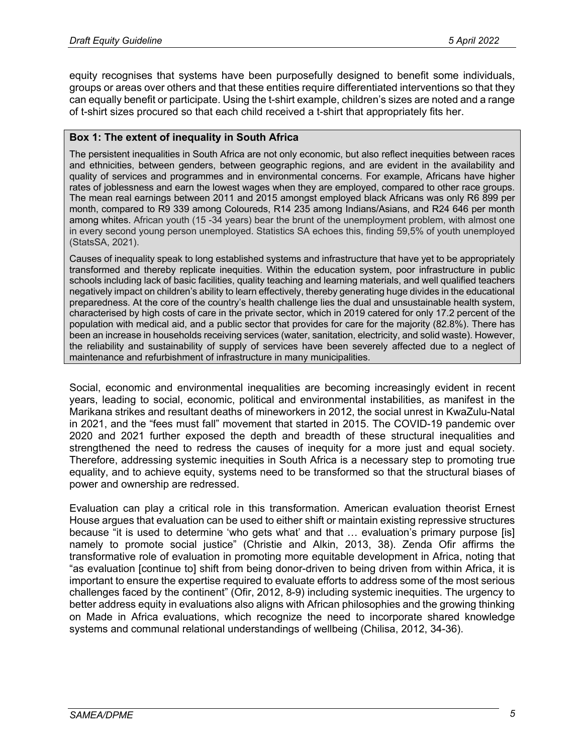equity recognises that systems have been purposefully designed to benefit some individuals, groups or areas over others and that these entities require differentiated interventions so that they can equally benefit or participate. Using the t-shirt example, children's sizes are noted and a range of t-shirt sizes procured so that each child received a t-shirt that appropriately fits her.

**Box 1: The extent of inequality in South Africa**

The persistent inequalities in South Africa are not only economic, but also reflect inequities between races and ethnicities, between genders, between geographic regions, and are evident in the availability and quality of services and programmes and in environmental concerns. For example, Africans have higher rates of joblessness and earn the lowest wages when they are employed, compared to other race groups. The mean real earnings between 2011 and 2015 amongst employed black Africans was only R6 899 per month, compared to R9 339 among Coloureds, R14 235 among Indians/Asians, and R24 646 per month among whites. African youth (15 -34 years) bear the brunt of the unemployment problem, with almost one in every second young person unemployed. Statistics SA echoes this, finding 59,5% of youth unemployed (StatsSA, 2021).

Causes of inequality speak to long established systems and infrastructure that have yet to be appropriately transformed and thereby replicate inequities. Within the education system, poor infrastructure in public schools including lack of basic facilities, quality teaching and learning materials, and well qualified teachers negatively impact on children's ability to learn effectively, thereby generating huge divides in the educational preparedness. At the core of the country's health challenge lies the dual and unsustainable health system, characterised by high costs of care in the private sector, which in 2019 catered for only 17.2 percent of the population with medical aid, and a public sector that provides for care for the majority (82.8%). There has been an increase in households receiving services (water, sanitation, electricity, and solid waste). However, the reliability and sustainability of supply of services have been severely affected due to a neglect of maintenance and refurbishment of infrastructure in many municipalities.

Social, economic and environmental inequalities are becoming increasingly evident in recent years, leading to social, economic, political and environmental instabilities, as manifest in the Marikana strikes and resultant deaths of mineworkers in 2012, the social unrest in KwaZulu-Natal in 2021, and the "fees must fall" movement that started in 2015. The COVID-19 pandemic over 2020 and 2021 further exposed the depth and breadth of these structural inequalities and strengthened the need to redress the causes of inequity for a more just and equal society. Therefore, addressing systemic inequities in South Africa is a necessary step to promoting true equality, and to achieve equity, systems need to be transformed so that the structural biases of power and ownership are redressed.

Evaluation can play a critical role in this transformation. American evaluation theorist Ernest House argues that evaluation can be used to either shift or maintain existing repressive structures because "it is used to determine 'who gets what' and that … evaluation's primary purpose [is] namely to promote social justice" (Christie and Alkin, 2013, 38). Zenda Ofir affirms the transformative role of evaluation in promoting more equitable development in Africa, noting that "as evaluation [continue to] shift from being donor-driven to being driven from within Africa, it is important to ensure the expertise required to evaluate efforts to address some of the most serious challenges faced by the continent" (Ofir, 2012, 8-9) including systemic inequities. The urgency to better address equity in evaluations also aligns with African philosophies and the growing thinking on Made in Africa evaluations, which recognize the need to incorporate shared knowledge systems and communal relational understandings of wellbeing (Chilisa, 2012, 34-36).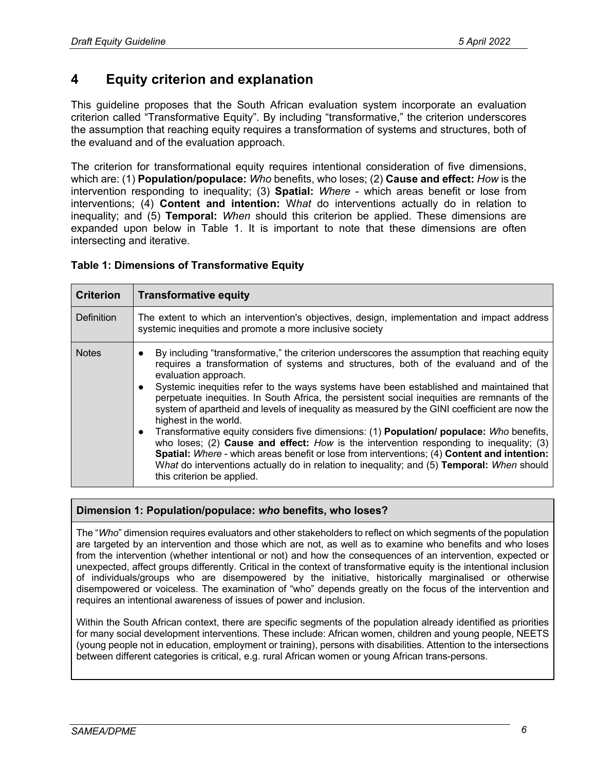## 4 Equity criterion and explanation

This guideline proposes that the South African evaluation system incorporate an evaluation criterion called "Transformative Equity". By including "transformative," the criterion underscores the assumption that reaching equity requires a transformation of systems and structures, both of the evaluand and of the evaluation approach.

The criterion for transformational equity requires intentional consideration of five dimensions, which are: (1) **Population/populace:** *Who* benefits, who loses; (2) **Cause and effect:** *How* is the intervention responding to inequality; (3) **Spatial:** *Where* - which areas benefit or lose from interventions; (4) **Content and intention:** W*hat* do interventions actually do in relation to inequality; and (5) **Temporal:** *When* should this criterion be applied. These dimensions are expanded upon below in Table 1. It is important to note that these dimensions are often intersecting and iterative.

**Table 1: Dimensions of Transformative Equity**

| Criterion | Transformative equity |
| --- | --- |
| Definition | The extent to which an intervention's objectives, design, implementation and impact address systemic inequities and promote a more inclusive society |
| Notes | • By including "transformative," the criterion underscores the assumption that reaching equity requires a transformation of systems and structures, both of the evaluand and of the evaluation approach.<br>• Systemic inequities refer to the ways systems have been established and maintained that perpetuate inequities. In South Africa, the persistent social inequities are remnants of the system of apartheid and levels of inequality as measured by the GINI coefficient are now the highest in the world.<br>• Transformative equity considers five dimensions: (1) **Population/ populace:** *Who* benefits, who loses; (2) **Cause and effect:** *How* is the intervention responding to inequality; (3) **Spatial:** *Where* - which areas benefit or lose from interventions; (4) **Content and intention:** W*hat* do interventions actually do in relation to inequality; and (5) **Temporal:** *When* should this criterion be applied. |

**Dimension 1: Population/populace: *who* benefits, who loses?**

The "*Who*" dimension requires evaluators and other stakeholders to reflect on which segments of the population are targeted by an intervention and those which are not, as well as to examine who benefits and who loses from the intervention (whether intentional or not) and how the consequences of an intervention, expected or unexpected, affect groups differently. Critical in the context of transformative equity is the intentional inclusion of individuals/groups who are disempowered by the initiative, historically marginalised or otherwise disempowered or voiceless. The examination of "who" depends greatly on the focus of the intervention and requires an intentional awareness of issues of power and inclusion.

Within the South African context, there are specific segments of the population already identified as priorities for many social development interventions. These include: African women, children and young people, NEETS (young people not in education, employment or training), persons with disabilities. Attention to the intersections between different categories is critical, e.g. rural African women or young African trans-persons.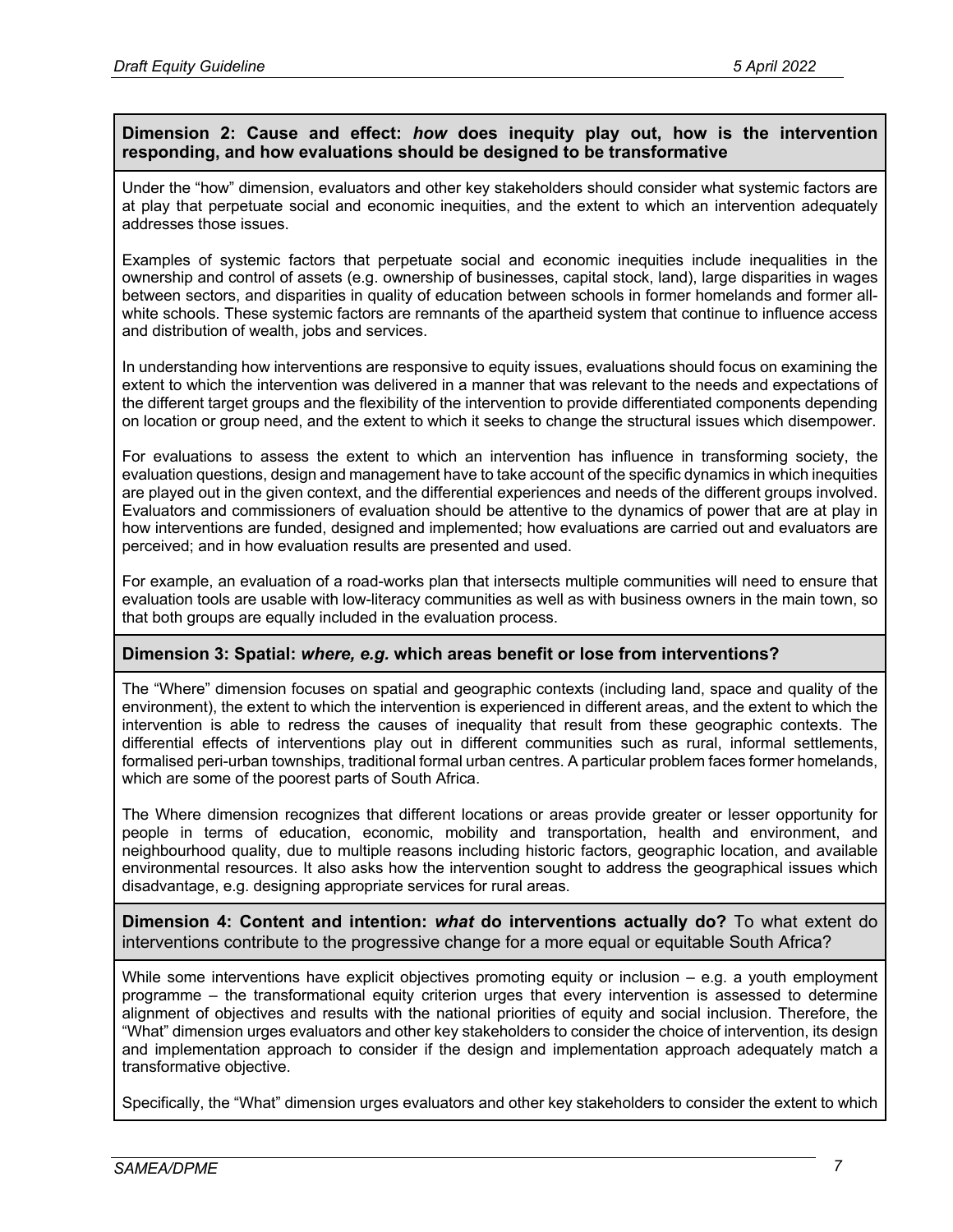**Dimension 2: Cause and effect: *how* does inequity play out, how is the intervention responding, and how evaluations should be designed to be transformative**

Under the "how" dimension, evaluators and other key stakeholders should consider what systemic factors are at play that perpetuate social and economic inequities, and the extent to which an intervention adequately addresses those issues.

Examples of systemic factors that perpetuate social and economic inequities include inequalities in the ownership and control of assets (e.g. ownership of businesses, capital stock, land), large disparities in wages between sectors, and disparities in quality of education between schools in former homelands and former all-white schools. These systemic factors are remnants of the apartheid system that continue to influence access and distribution of wealth, jobs and services.

In understanding how interventions are responsive to equity issues, evaluations should focus on examining the extent to which the intervention was delivered in a manner that was relevant to the needs and expectations of the different target groups and the flexibility of the intervention to provide differentiated components depending on location or group need, and the extent to which it seeks to change the structural issues which disempower.

For evaluations to assess the extent to which an intervention has influence in transforming society, the evaluation questions, design and management have to take account of the specific dynamics in which inequities are played out in the given context, and the differential experiences and needs of the different groups involved. Evaluators and commissioners of evaluation should be attentive to the dynamics of power that are at play in how interventions are funded, designed and implemented; how evaluations are carried out and evaluators are perceived; and in how evaluation results are presented and used.

For example, an evaluation of a road-works plan that intersects multiple communities will need to ensure that evaluation tools are usable with low-literacy communities as well as with business owners in the main town, so that both groups are equally included in the evaluation process.

**Dimension 3: Spatial: *where, e.g.* which areas benefit or lose from interventions?**

The "Where" dimension focuses on spatial and geographic contexts (including land, space and quality of the environment), the extent to which the intervention is experienced in different areas, and the extent to which the intervention is able to redress the causes of inequality that result from these geographic contexts. The differential effects of interventions play out in different communities such as rural, informal settlements, formalised peri-urban townships, traditional formal urban centres. A particular problem faces former homelands, which are some of the poorest parts of South Africa.

The Where dimension recognizes that different locations or areas provide greater or lesser opportunity for people in terms of education, economic, mobility and transportation, health and environment, and neighbourhood quality, due to multiple reasons including historic factors, geographic location, and available environmental resources. It also asks how the intervention sought to address the geographical issues which disadvantage, e.g. designing appropriate services for rural areas.

**Dimension 4: Content and intention: *what* do interventions actually do?** To what extent do interventions contribute to the progressive change for a more equal or equitable South Africa?

While some interventions have explicit objectives promoting equity or inclusion – e.g. a youth employment programme – the transformational equity criterion urges that every intervention is assessed to determine alignment of objectives and results with the national priorities of equity and social inclusion. Therefore, the "What" dimension urges evaluators and other key stakeholders to consider the choice of intervention, its design and implementation approach to consider if the design and implementation approach adequately match a transformative objective.

Specifically, the "What" dimension urges evaluators and other key stakeholders to consider the extent to which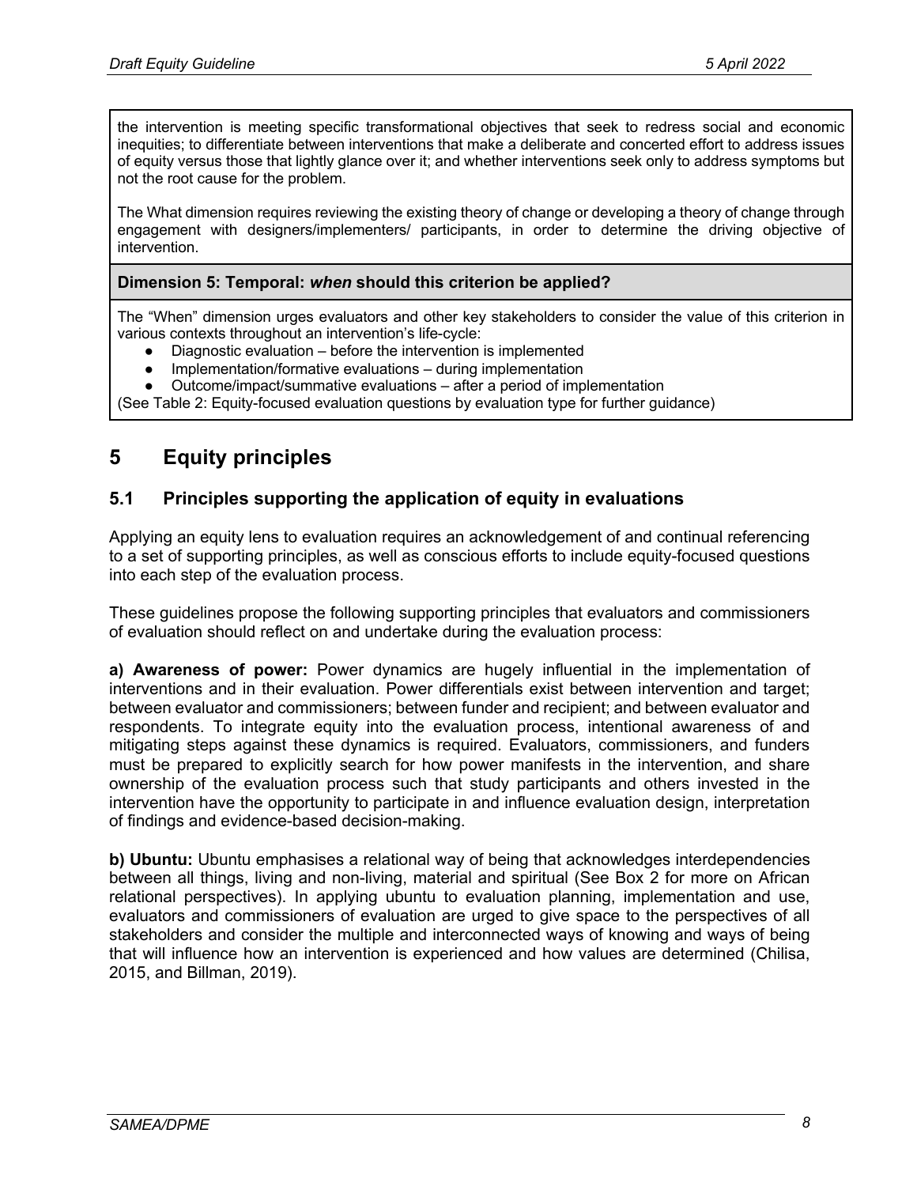the intervention is meeting specific transformational objectives that seek to redress social and economic inequities; to differentiate between interventions that make a deliberate and concerted effort to address issues of equity versus those that lightly glance over it; and whether interventions seek only to address symptoms but not the root cause for the problem.

The What dimension requires reviewing the existing theory of change or developing a theory of change through engagement with designers/implementers/ participants, in order to determine the driving objective of intervention.

**Dimension 5: Temporal: *when* should this criterion be applied?**

The "When" dimension urges evaluators and other key stakeholders to consider the value of this criterion in various contexts throughout an intervention's life-cycle:

- Diagnostic evaluation – before the intervention is implemented
- Implementation/formative evaluations – during implementation
- Outcome/impact/summative evaluations – after a period of implementation

(See Table 2: Equity-focused evaluation questions by evaluation type for further guidance)

# 5 Equity principles

## 5.1 Principles supporting the application of equity in evaluations

Applying an equity lens to evaluation requires an acknowledgement of and continual referencing to a set of supporting principles, as well as conscious efforts to include equity-focused questions into each step of the evaluation process.

These guidelines propose the following supporting principles that evaluators and commissioners of evaluation should reflect on and undertake during the evaluation process:

**a) Awareness of power:** Power dynamics are hugely influential in the implementation of interventions and in their evaluation. Power differentials exist between intervention and target; between evaluator and commissioners; between funder and recipient; and between evaluator and respondents. To integrate equity into the evaluation process, intentional awareness of and mitigating steps against these dynamics is required. Evaluators, commissioners, and funders must be prepared to explicitly search for how power manifests in the intervention, and share ownership of the evaluation process such that study participants and others invested in the intervention have the opportunity to participate in and influence evaluation design, interpretation of findings and evidence-based decision-making.

**b) Ubuntu:** Ubuntu emphasises a relational way of being that acknowledges interdependencies between all things, living and non-living, material and spiritual (See Box 2 for more on African relational perspectives). In applying ubuntu to evaluation planning, implementation and use, evaluators and commissioners of evaluation are urged to give space to the perspectives of all stakeholders and consider the multiple and interconnected ways of knowing and ways of being that will influence how an intervention is experienced and how values are determined (Chilisa, 2015, and Billman, 2019).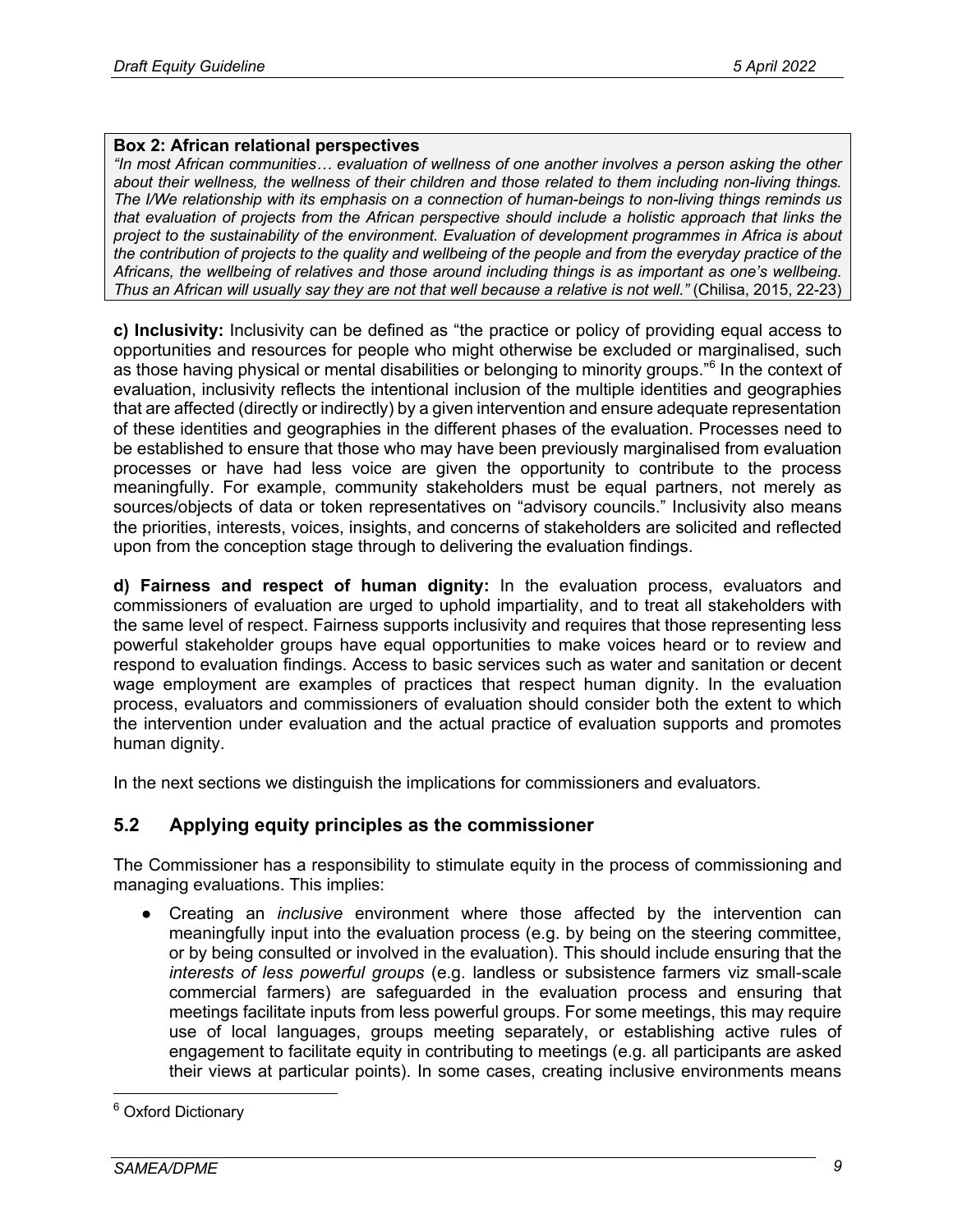**Box 2: African relational perspectives**

*"In most African communities… evaluation of wellness of one another involves a person asking the other about their wellness, the wellness of their children and those related to them including non-living things. The I/We relationship with its emphasis on a connection of human-beings to non-living things reminds us that evaluation of projects from the African perspective should include a holistic approach that links the project to the sustainability of the environment. Evaluation of development programmes in Africa is about the contribution of projects to the quality and wellbeing of the people and from the everyday practice of the Africans, the wellbeing of relatives and those around including things is as important as one's wellbeing. Thus an African will usually say they are not that well because a relative is not well."* (Chilisa, 2015, 22-23)

**c) Inclusivity:** Inclusivity can be defined as "the practice or policy of providing equal access to opportunities and resources for people who might otherwise be excluded or marginalised, such as those having physical or mental disabilities or belonging to minority groups."[6] In the context of evaluation, inclusivity reflects the intentional inclusion of the multiple identities and geographies that are affected (directly or indirectly) by a given intervention and ensure adequate representation of these identities and geographies in the different phases of the evaluation. Processes need to be established to ensure that those who may have been previously marginalised from evaluation processes or have had less voice are given the opportunity to contribute to the process meaningfully. For example, community stakeholders must be equal partners, not merely as sources/objects of data or token representatives on "advisory councils." Inclusivity also means the priorities, interests, voices, insights, and concerns of stakeholders are solicited and reflected upon from the conception stage through to delivering the evaluation findings.

**d) Fairness and respect of human dignity:** In the evaluation process, evaluators and commissioners of evaluation are urged to uphold impartiality, and to treat all stakeholders with the same level of respect. Fairness supports inclusivity and requires that those representing less powerful stakeholder groups have equal opportunities to make voices heard or to review and respond to evaluation findings. Access to basic services such as water and sanitation or decent wage employment are examples of practices that respect human dignity. In the evaluation process, evaluators and commissioners of evaluation should consider both the extent to which the intervention under evaluation and the actual practice of evaluation supports and promotes human dignity.

In the next sections we distinguish the implications for commissioners and evaluators.

## 5.2 Applying equity principles as the commissioner

The Commissioner has a responsibility to stimulate equity in the process of commissioning and managing evaluations. This implies:

- Creating an *inclusive* environment where those affected by the intervention can meaningfully input into the evaluation process (e.g. by being on the steering committee, or by being consulted or involved in the evaluation). This should include ensuring that the *interests of less powerful groups* (e.g. landless or subsistence farmers viz small-scale commercial farmers) are safeguarded in the evaluation process and ensuring that meetings facilitate inputs from less powerful groups. For some meetings, this may require use of local languages, groups meeting separately, or establishing active rules of engagement to facilitate equity in contributing to meetings (e.g. all participants are asked their views at particular points). In some cases, creating inclusive environments means

[6] Oxford Dictionary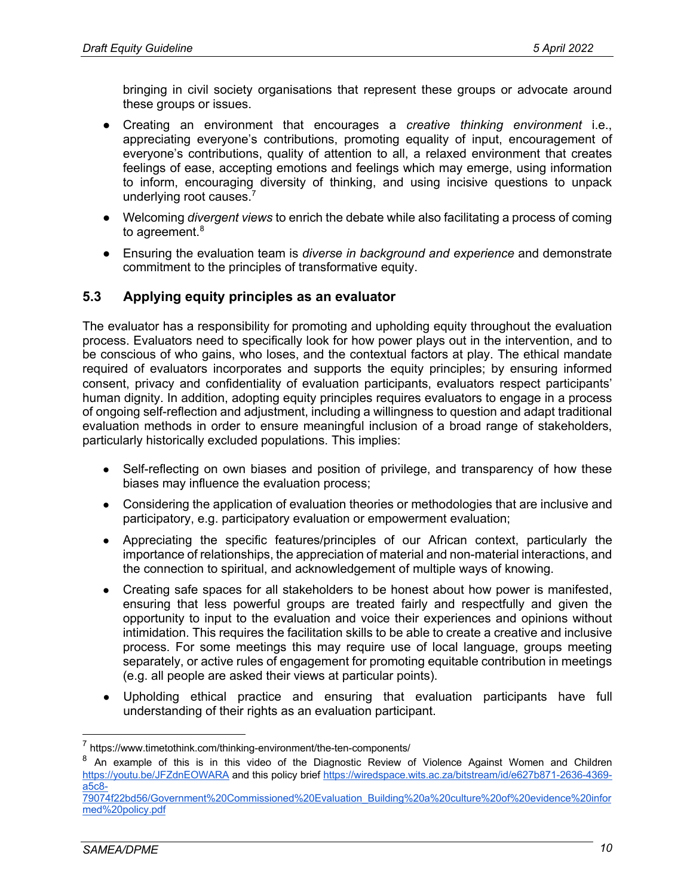bringing in civil society organisations that represent these groups or advocate around these groups or issues.

- Creating an environment that encourages a *creative thinking environment* i.e., appreciating everyone's contributions, promoting equality of input, encouragement of everyone's contributions, quality of attention to all, a relaxed environment that creates feelings of ease, accepting emotions and feelings which may emerge, using information to inform, encouraging diversity of thinking, and using incisive questions to unpack underlying root causes.[7]
- Welcoming *divergent views* to enrich the debate while also facilitating a process of coming to agreement.[8]
- Ensuring the evaluation team is *diverse in background and experience* and demonstrate commitment to the principles of transformative equity.

## 5.3 Applying equity principles as an evaluator

The evaluator has a responsibility for promoting and upholding equity throughout the evaluation process. Evaluators need to specifically look for how power plays out in the intervention, and to be conscious of who gains, who loses, and the contextual factors at play. The ethical mandate required of evaluators incorporates and supports the equity principles; by ensuring informed consent, privacy and confidentiality of evaluation participants, evaluators respect participants' human dignity. In addition, adopting equity principles requires evaluators to engage in a process of ongoing self-reflection and adjustment, including a willingness to question and adapt traditional evaluation methods in order to ensure meaningful inclusion of a broad range of stakeholders, particularly historically excluded populations. This implies:

- Self-reflecting on own biases and position of privilege, and transparency of how these biases may influence the evaluation process;
- Considering the application of evaluation theories or methodologies that are inclusive and participatory, e.g. participatory evaluation or empowerment evaluation;
- Appreciating the specific features/principles of our African context, particularly the importance of relationships, the appreciation of material and non-material interactions, and the connection to spiritual, and acknowledgement of multiple ways of knowing.
- Creating safe spaces for all stakeholders to be honest about how power is manifested, ensuring that less powerful groups are treated fairly and respectfully and given the opportunity to input to the evaluation and voice their experiences and opinions without intimidation. This requires the facilitation skills to be able to create a creative and inclusive process. For some meetings this may require use of local language, groups meeting separately, or active rules of engagement for promoting equitable contribution in meetings (e.g. all people are asked their views at particular points).
- Upholding ethical practice and ensuring that evaluation participants have full understanding of their rights as an evaluation participant.

---

[7] https://www.timetothink.com/thinking-environment/the-ten-components/

[8] An example of this is in this video of the Diagnostic Review of Violence Against Women and Children https://youtu.be/JFZdnEOWARA and this policy brief https://wiredspace.wits.ac.za/bitstream/id/e627b871-2636-4369-a5c8-79074f22bd56/Government%20Commissioned%20Evaluation_Building%20a%20culture%20of%20evidence%20informed%20policy.pdf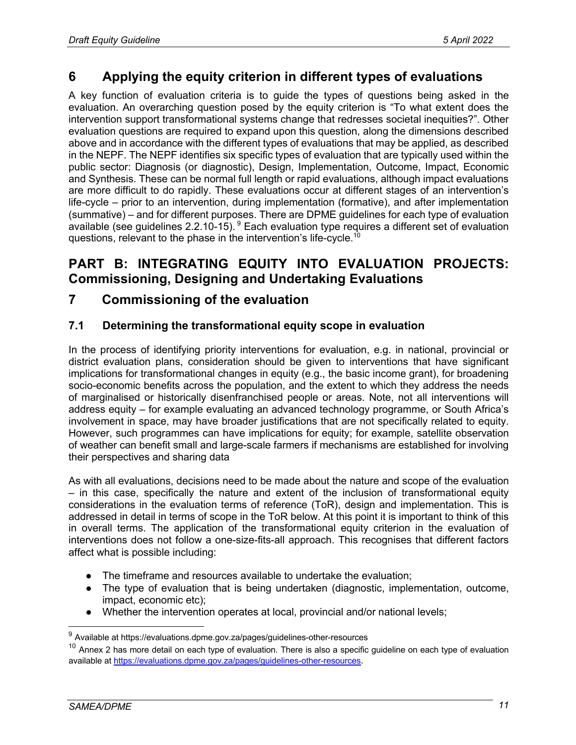# 6 Applying the equity criterion in different types of evaluations

A key function of evaluation criteria is to guide the types of questions being asked in the evaluation. An overarching question posed by the equity criterion is "To what extent does the intervention support transformational systems change that redresses societal inequities?". Other evaluation questions are required to expand upon this question, along the dimensions described above and in accordance with the different types of evaluations that may be applied, as described in the NEPF. The NEPF identifies six specific types of evaluation that are typically used within the public sector: Diagnosis (or diagnostic), Design, Implementation, Outcome, Impact, Economic and Synthesis. These can be normal full length or rapid evaluations, although impact evaluations are more difficult to do rapidly. These evaluations occur at different stages of an intervention's life-cycle – prior to an intervention, during implementation (formative), and after implementation (summative) – and for different purposes. There are DPME guidelines for each type of evaluation available (see guidelines 2.2.10-15). [9] Each evaluation type requires a different set of evaluation questions, relevant to the phase in the intervention's life-cycle.[10]

# PART B: INTEGRATING EQUITY INTO EVALUATION PROJECTS: Commissioning, Designing and Undertaking Evaluations

# 7 Commissioning of the evaluation

## 7.1 Determining the transformational equity scope in evaluation

In the process of identifying priority interventions for evaluation, e.g. in national, provincial or district evaluation plans, consideration should be given to interventions that have significant implications for transformational changes in equity (e.g., the basic income grant), for broadening socio-economic benefits across the population, and the extent to which they address the needs of marginalised or historically disenfranchised people or areas. Note, not all interventions will address equity – for example evaluating an advanced technology programme, or South Africa's involvement in space, may have broader justifications that are not specifically related to equity. However, such programmes can have implications for equity; for example, satellite observation of weather can benefit small and large-scale farmers if mechanisms are established for involving their perspectives and sharing data

As with all evaluations, decisions need to be made about the nature and scope of the evaluation – in this case, specifically the nature and extent of the inclusion of transformational equity considerations in the evaluation terms of reference (ToR), design and implementation. This is addressed in detail in terms of scope in the ToR below. At this point it is important to think of this in overall terms. The application of the transformational equity criterion in the evaluation of interventions does not follow a one-size-fits-all approach. This recognises that different factors affect what is possible including:

- The timeframe and resources available to undertake the evaluation;
- The type of evaluation that is being undertaken (diagnostic, implementation, outcome, impact, economic etc);
- Whether the intervention operates at local, provincial and/or national levels;

---

[9] Available at https://evaluations.dpme.gov.za/pages/guidelines-other-resources

[10] Annex 2 has more detail on each type of evaluation. There is also a specific guideline on each type of evaluation available at https://evaluations.dpme.gov.za/pages/guidelines-other-resources.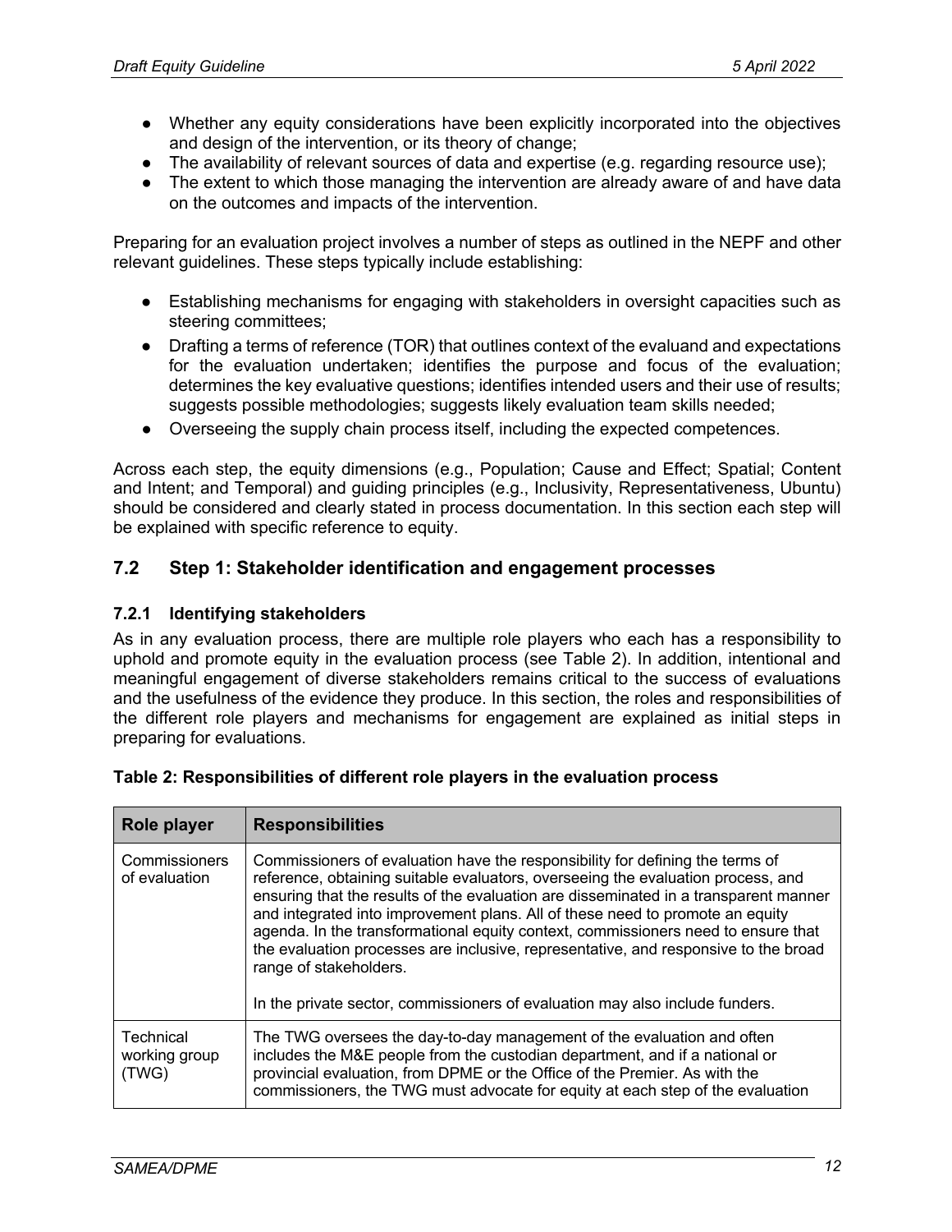- Whether any equity considerations have been explicitly incorporated into the objectives and design of the intervention, or its theory of change;
- The availability of relevant sources of data and expertise (e.g. regarding resource use);
- The extent to which those managing the intervention are already aware of and have data on the outcomes and impacts of the intervention.

Preparing for an evaluation project involves a number of steps as outlined in the NEPF and other relevant guidelines. These steps typically include establishing:

- Establishing mechanisms for engaging with stakeholders in oversight capacities such as steering committees;
- Drafting a terms of reference (TOR) that outlines context of the evaluand and expectations for the evaluation undertaken; identifies the purpose and focus of the evaluation; determines the key evaluative questions; identifies intended users and their use of results; suggests possible methodologies; suggests likely evaluation team skills needed;
- Overseeing the supply chain process itself, including the expected competences.

Across each step, the equity dimensions (e.g., Population; Cause and Effect; Spatial; Content and Intent; and Temporal) and guiding principles (e.g., Inclusivity, Representativeness, Ubuntu) should be considered and clearly stated in process documentation. In this section each step will be explained with specific reference to equity.

## 7.2 Step 1: Stakeholder identification and engagement processes

### 7.2.1 Identifying stakeholders

As in any evaluation process, there are multiple role players who each has a responsibility to uphold and promote equity in the evaluation process (see Table 2). In addition, intentional and meaningful engagement of diverse stakeholders remains critical to the success of evaluations and the usefulness of the evidence they produce. In this section, the roles and responsibilities of the different role players and mechanisms for engagement are explained as initial steps in preparing for evaluations.

**Table 2: Responsibilities of different role players in the evaluation process**

| Role player | Responsibilities |
| --- | --- |
| Commissioners of evaluation | Commissioners of evaluation have the responsibility for defining the terms of reference, obtaining suitable evaluators, overseeing the evaluation process, and ensuring that the results of the evaluation are disseminated in a transparent manner and integrated into improvement plans. All of these need to promote an equity agenda. In the transformational equity context, commissioners need to ensure that the evaluation processes are inclusive, representative, and responsive to the broad range of stakeholders.<br><br>In the private sector, commissioners of evaluation may also include funders. |
| Technical working group (TWG) | The TWG oversees the day-to-day management of the evaluation and often includes the M&E people from the custodian department, and if a national or provincial evaluation, from DPME or the Office of the Premier. As with the commissioners, the TWG must advocate for equity at each step of the evaluation |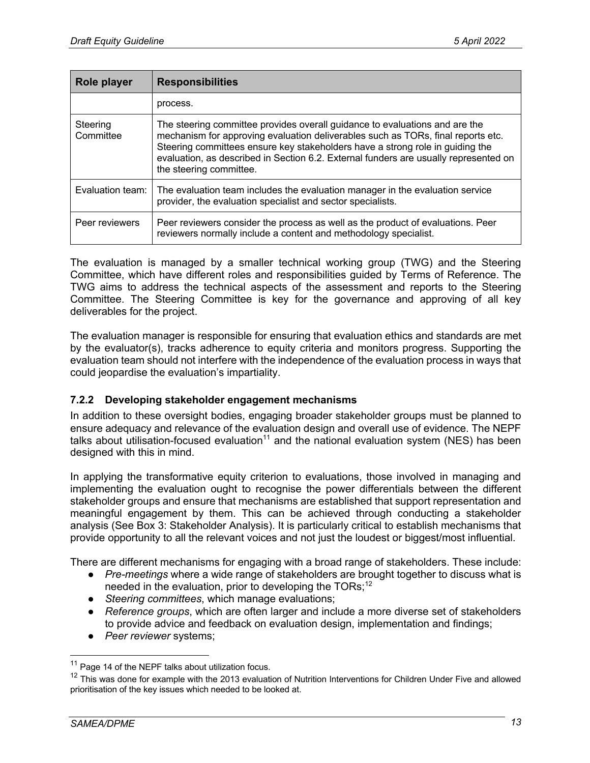| Role player | Responsibilities |
|---|---|
| | process. |
| Steering Committee | The steering committee provides overall guidance to evaluations and are the mechanism for approving evaluation deliverables such as TORs, final reports etc. Steering committees ensure key stakeholders have a strong role in guiding the evaluation, as described in Section 6.2. External funders are usually represented on the steering committee. |
| Evaluation team: | The evaluation team includes the evaluation manager in the evaluation service provider, the evaluation specialist and sector specialists. |
| Peer reviewers | Peer reviewers consider the process as well as the product of evaluations. Peer reviewers normally include a content and methodology specialist. |

The evaluation is managed by a smaller technical working group (TWG) and the Steering Committee, which have different roles and responsibilities guided by Terms of Reference. The TWG aims to address the technical aspects of the assessment and reports to the Steering Committee. The Steering Committee is key for the governance and approving of all key deliverables for the project.

The evaluation manager is responsible for ensuring that evaluation ethics and standards are met by the evaluator(s), tracks adherence to equity criteria and monitors progress. Supporting the evaluation team should not interfere with the independence of the evaluation process in ways that could jeopardise the evaluation's impartiality.

### 7.2.2 Developing stakeholder engagement mechanisms

In addition to these oversight bodies, engaging broader stakeholder groups must be planned to ensure adequacy and relevance of the evaluation design and overall use of evidence. The NEPF talks about utilisation-focused evaluation[11] and the national evaluation system (NES) has been designed with this in mind.

In applying the transformative equity criterion to evaluations, those involved in managing and implementing the evaluation ought to recognise the power differentials between the different stakeholder groups and ensure that mechanisms are established that support representation and meaningful engagement by them. This can be achieved through conducting a stakeholder analysis (See Box 3: Stakeholder Analysis). It is particularly critical to establish mechanisms that provide opportunity to all the relevant voices and not just the loudest or biggest/most influential.

There are different mechanisms for engaging with a broad range of stakeholders. These include:

- *Pre-meetings* where a wide range of stakeholders are brought together to discuss what is needed in the evaluation, prior to developing the TORs;[12]
- *Steering committees*, which manage evaluations;
- *Reference groups*, which are often larger and include a more diverse set of stakeholders to provide advice and feedback on evaluation design, implementation and findings;
- *Peer reviewer* systems;

[11] Page 14 of the NEPF talks about utilization focus.

[12] This was done for example with the 2013 evaluation of Nutrition Interventions for Children Under Five and allowed prioritisation of the key issues which needed to be looked at.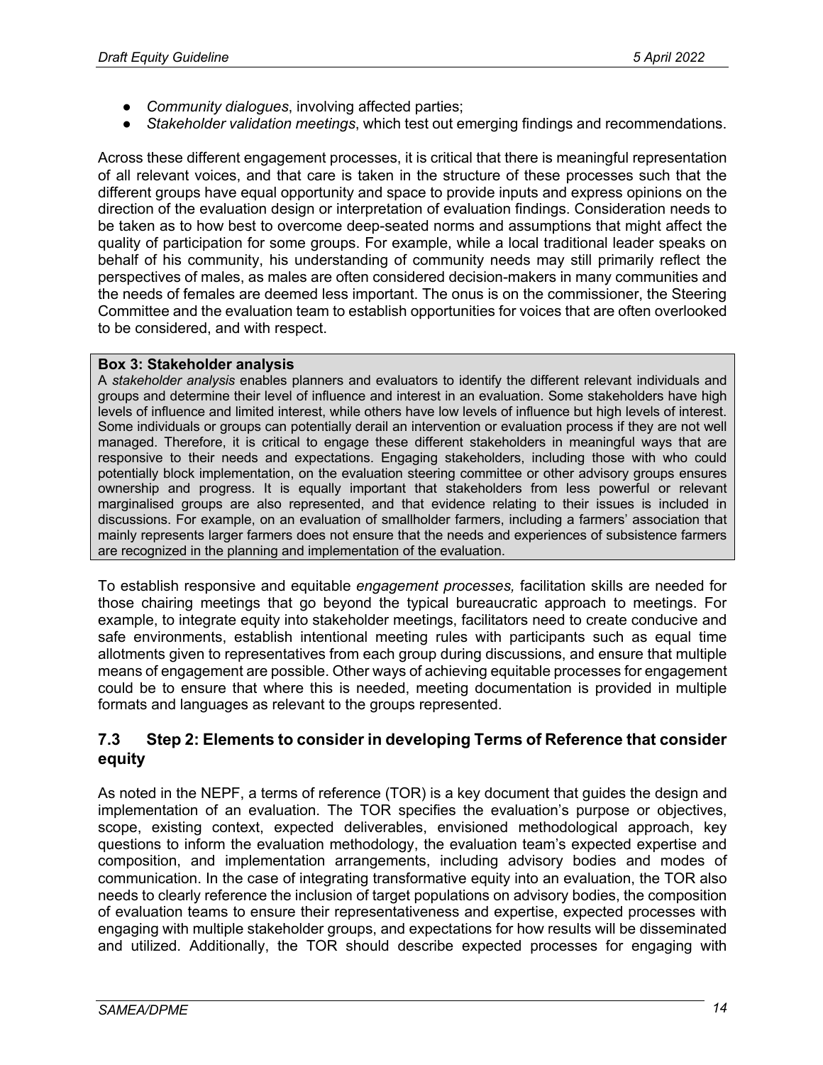- *Community dialogues*, involving affected parties;
- *Stakeholder validation meetings*, which test out emerging findings and recommendations.

Across these different engagement processes, it is critical that there is meaningful representation of all relevant voices, and that care is taken in the structure of these processes such that the different groups have equal opportunity and space to provide inputs and express opinions on the direction of the evaluation design or interpretation of evaluation findings. Consideration needs to be taken as to how best to overcome deep-seated norms and assumptions that might affect the quality of participation for some groups. For example, while a local traditional leader speaks on behalf of his community, his understanding of community needs may still primarily reflect the perspectives of males, as males are often considered decision-makers in many communities and the needs of females are deemed less important. The onus is on the commissioner, the Steering Committee and the evaluation team to establish opportunities for voices that are often overlooked to be considered, and with respect.

> **Box 3: Stakeholder analysis**
>
> A *stakeholder analysis* enables planners and evaluators to identify the different relevant individuals and groups and determine their level of influence and interest in an evaluation. Some stakeholders have high levels of influence and limited interest, while others have low levels of influence but high levels of interest. Some individuals or groups can potentially derail an intervention or evaluation process if they are not well managed. Therefore, it is critical to engage these different stakeholders in meaningful ways that are responsive to their needs and expectations. Engaging stakeholders, including those with who could potentially block implementation, on the evaluation steering committee or other advisory groups ensures ownership and progress. It is equally important that stakeholders from less powerful or relevant marginalised groups are also represented, and that evidence relating to their issues is included in discussions. For example, on an evaluation of smallholder farmers, including a farmers' association that mainly represents larger farmers does not ensure that the needs and experiences of subsistence farmers are recognized in the planning and implementation of the evaluation.

To establish responsive and equitable *engagement processes,* facilitation skills are needed for those chairing meetings that go beyond the typical bureaucratic approach to meetings. For example, to integrate equity into stakeholder meetings, facilitators need to create conducive and safe environments, establish intentional meeting rules with participants such as equal time allotments given to representatives from each group during discussions, and ensure that multiple means of engagement are possible. Other ways of achieving equitable processes for engagement could be to ensure that where this is needed, meeting documentation is provided in multiple formats and languages as relevant to the groups represented.

### 7.3 Step 2: Elements to consider in developing Terms of Reference that consider equity

As noted in the NEPF, a terms of reference (TOR) is a key document that guides the design and implementation of an evaluation. The TOR specifies the evaluation's purpose or objectives, scope, existing context, expected deliverables, envisioned methodological approach, key questions to inform the evaluation methodology, the evaluation team's expected expertise and composition, and implementation arrangements, including advisory bodies and modes of communication. In the case of integrating transformative equity into an evaluation, the TOR also needs to clearly reference the inclusion of target populations on advisory bodies, the composition of evaluation teams to ensure their representativeness and expertise, expected processes with engaging with multiple stakeholder groups, and expectations for how results will be disseminated and utilized. Additionally, the TOR should describe expected processes for engaging with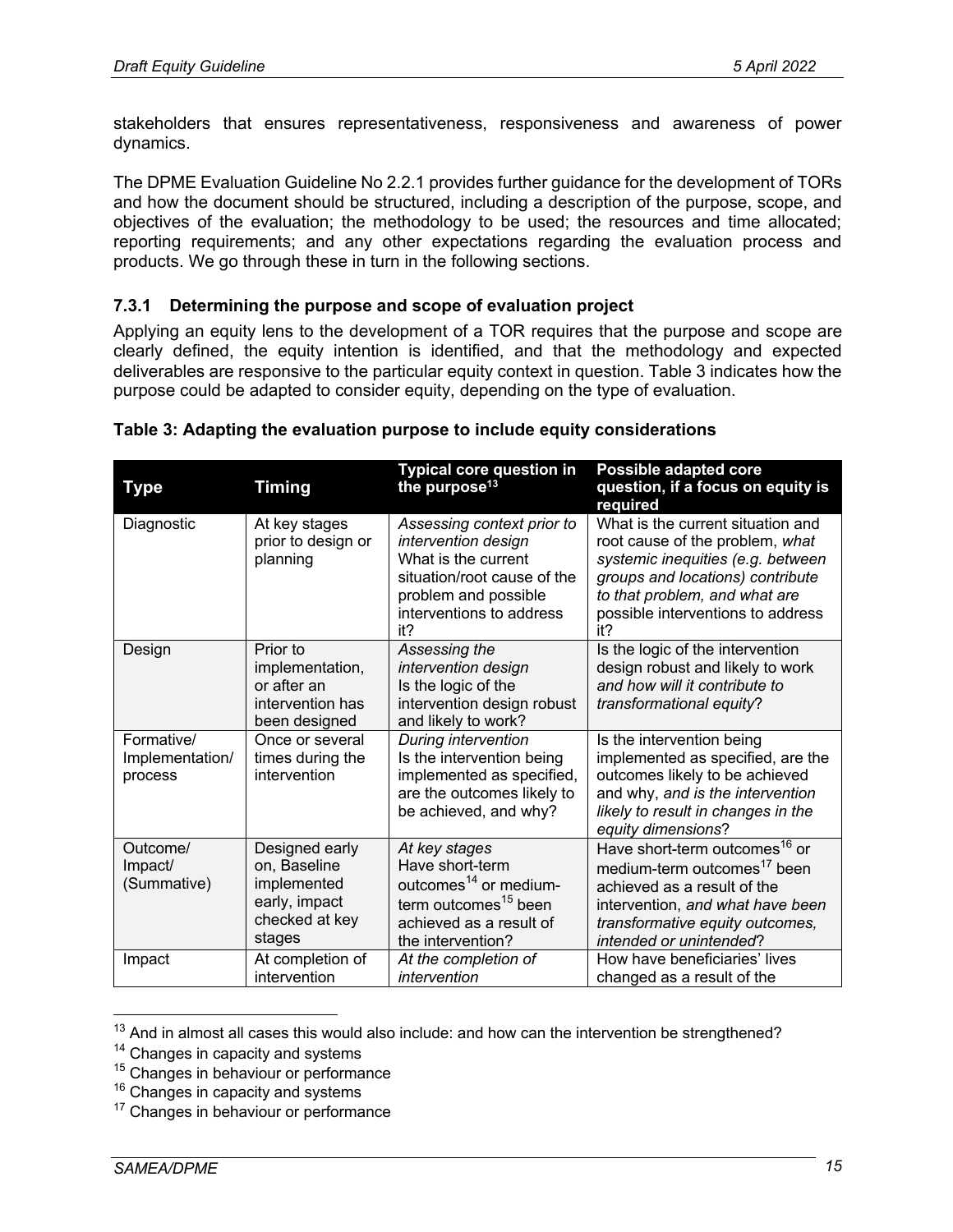stakeholders that ensures representativeness, responsiveness and awareness of power dynamics.

The DPME Evaluation Guideline No 2.2.1 provides further guidance for the development of TORs and how the document should be structured, including a description of the purpose, scope, and objectives of the evaluation; the methodology to be used; the resources and time allocated; reporting requirements; and any other expectations regarding the evaluation process and products. We go through these in turn in the following sections.

### 7.3.1 Determining the purpose and scope of evaluation project

Applying an equity lens to the development of a TOR requires that the purpose and scope are clearly defined, the equity intention is identified, and that the methodology and expected deliverables are responsive to the particular equity context in question. Table 3 indicates how the purpose could be adapted to consider equity, depending on the type of evaluation.

**Table 3: Adapting the evaluation purpose to include equity considerations**

| Type | Timing | Typical core question in the purpose[13] | Possible adapted core question, if a focus on equity is required |
|---|---|---|---|
| Diagnostic | At key stages prior to design or planning | *Assessing context prior to intervention design* What is the current situation/root cause of the problem and possible interventions to address it? | What is the current situation and root cause of the problem, *what systemic inequities (e.g. between groups and locations) contribute to that problem, and what are* possible interventions to address it? |
| Design | Prior to implementation, or after an intervention has been designed | *Assessing the intervention design* Is the logic of the intervention design robust and likely to work? | Is the logic of the intervention design robust and likely to work *and how will it contribute to transformational equity*? |
| Formative/ Implementation/ process | Once or several times during the intervention | *During intervention* Is the intervention being implemented as specified, are the outcomes likely to be achieved, and why? | Is the intervention being implemented as specified, are the outcomes likely to be achieved and why, *and is the intervention likely to result in changes in the equity dimensions*? |
| Outcome/ Impact/ (Summative) | Designed early on, Baseline implemented early, impact checked at key stages | *At key stages* Have short-term outcomes[14] or medium-term outcomes[15] been achieved as a result of the intervention? | Have short-term outcomes[16] or medium-term outcomes[17] been achieved as a result of the intervention, *and what have been transformative equity outcomes, intended or unintended*? |
| Impact | At completion of intervention | *At the completion of intervention* | How have beneficiaries' lives changed as a result of the |

[13] And in almost all cases this would also include: and how can the intervention be strengthened?

[14] Changes in capacity and systems

[15] Changes in behaviour or performance

[16] Changes in capacity and systems

[17] Changes in behaviour or performance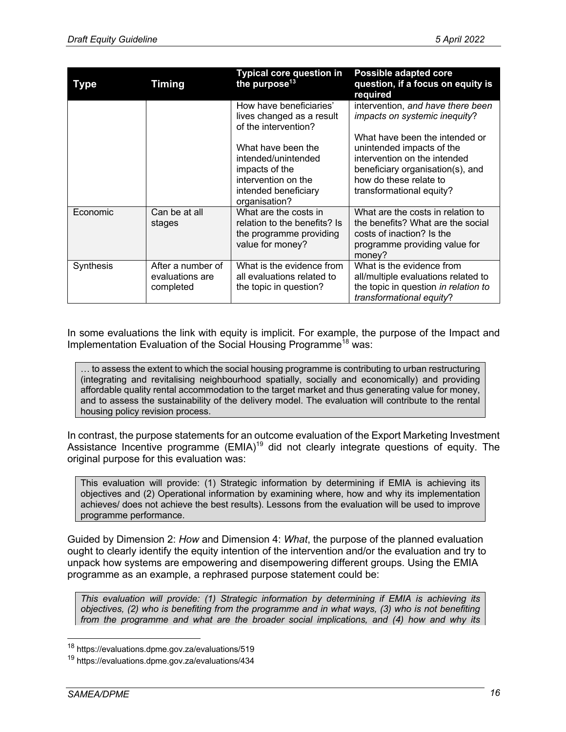| Type | Timing | Typical core question in the purpose[13] | Possible adapted core question, if a focus on equity is required |
|---|---|---|---|
| | | How have beneficiaries' lives changed as a result of the intervention?<br><br>What have been the intended/unintended impacts of the intervention on the intended beneficiary organisation? | intervention, *and have there been impacts on systemic inequity*?<br><br>What have been the intended or unintended impacts of the intervention on the intended beneficiary organisation(s), and how do these relate to transformational equity? |
| Economic | Can be at all stages | What are the costs in relation to the benefits? Is the programme providing value for money? | What are the costs in relation to the benefits? What are the social costs of inaction? Is the programme providing value for money? |
| Synthesis | After a number of evaluations are completed | What is the evidence from all evaluations related to the topic in question? | What is the evidence from all/multiple evaluations related to the topic in question *in relation to transformational equity*? |

In some evaluations the link with equity is implicit. For example, the purpose of the Impact and Implementation Evaluation of the Social Housing Programme[18] was:

> … to assess the extent to which the social housing programme is contributing to urban restructuring (integrating and revitalising neighbourhood spatially, socially and economically) and providing affordable quality rental accommodation to the target market and thus generating value for money, and to assess the sustainability of the delivery model. The evaluation will contribute to the rental housing policy revision process.

In contrast, the purpose statements for an outcome evaluation of the Export Marketing Investment Assistance Incentive programme (EMIA)[19] did not clearly integrate questions of equity. The original purpose for this evaluation was:

> This evaluation will provide: (1) Strategic information by determining if EMIA is achieving its objectives and (2) Operational information by examining where, how and why its implementation achieves/ does not achieve the best results). Lessons from the evaluation will be used to improve programme performance.

Guided by Dimension 2: *How* and Dimension 4: *What*, the purpose of the planned evaluation ought to clearly identify the equity intention of the intervention and/or the evaluation and try to unpack how systems are empowering and disempowering different groups. Using the EMIA programme as an example, a rephrased purpose statement could be:

> *This evaluation will provide: (1) Strategic information by determining if EMIA is achieving its objectives, (2) who is benefiting from the programme and in what ways, (3) who is not benefiting from the programme and what are the broader social implications, and (4) how and why its*

[18] https://evaluations.dpme.gov.za/evaluations/519

[19] https://evaluations.dpme.gov.za/evaluations/434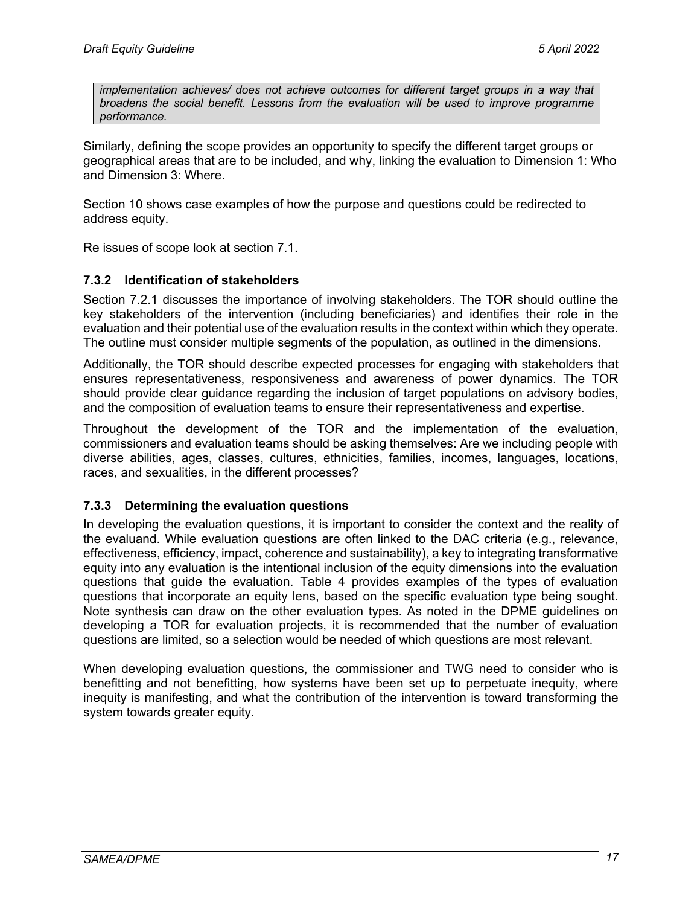*implementation achieves/ does not achieve outcomes for different target groups in a way that broadens the social benefit. Lessons from the evaluation will be used to improve programme performance.*

Similarly, defining the scope provides an opportunity to specify the different target groups or geographical areas that are to be included, and why, linking the evaluation to Dimension 1: Who and Dimension 3: Where.

Section 10 shows case examples of how the purpose and questions could be redirected to address equity.

Re issues of scope look at section 7.1.

### 7.3.2 Identification of stakeholders

Section 7.2.1 discusses the importance of involving stakeholders. The TOR should outline the key stakeholders of the intervention (including beneficiaries) and identifies their role in the evaluation and their potential use of the evaluation results in the context within which they operate. The outline must consider multiple segments of the population, as outlined in the dimensions.

Additionally, the TOR should describe expected processes for engaging with stakeholders that ensures representativeness, responsiveness and awareness of power dynamics. The TOR should provide clear guidance regarding the inclusion of target populations on advisory bodies, and the composition of evaluation teams to ensure their representativeness and expertise.

Throughout the development of the TOR and the implementation of the evaluation, commissioners and evaluation teams should be asking themselves: Are we including people with diverse abilities, ages, classes, cultures, ethnicities, families, incomes, languages, locations, races, and sexualities, in the different processes?

### 7.3.3 Determining the evaluation questions

In developing the evaluation questions, it is important to consider the context and the reality of the evaluand. While evaluation questions are often linked to the DAC criteria (e.g., relevance, effectiveness, efficiency, impact, coherence and sustainability), a key to integrating transformative equity into any evaluation is the intentional inclusion of the equity dimensions into the evaluation questions that guide the evaluation. Table 4 provides examples of the types of evaluation questions that incorporate an equity lens, based on the specific evaluation type being sought. Note synthesis can draw on the other evaluation types. As noted in the DPME guidelines on developing a TOR for evaluation projects, it is recommended that the number of evaluation questions are limited, so a selection would be needed of which questions are most relevant.

When developing evaluation questions, the commissioner and TWG need to consider who is benefitting and not benefitting, how systems have been set up to perpetuate inequity, where inequity is manifesting, and what the contribution of the intervention is toward transforming the system towards greater equity.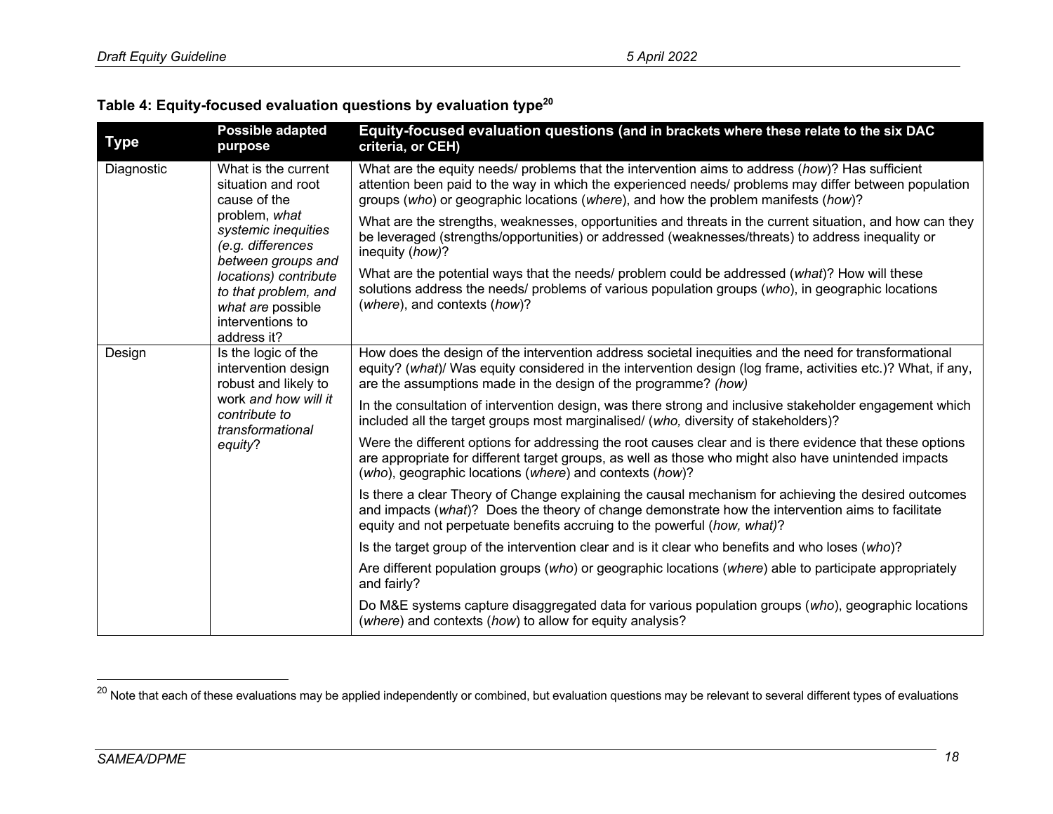**Table 4: Equity-focused evaluation questions by evaluation type[20]**

| Type | Possible adapted purpose | Equity-focused evaluation questions (and in brackets where these relate to the six DAC criteria, or CEH) |
|---|---|---|
| Diagnostic | What is the current situation and root cause of the problem, *what systemic inequities (e.g. differences between groups and locations) contribute to that problem, and what are* possible interventions to address it? | What are the equity needs/ problems that the intervention aims to address (*how*)? Has sufficient attention been paid to the way in which the experienced needs/ problems may differ between population groups (*who*) or geographic locations (*where*), and how the problem manifests (*how*)? |
| | | What are the strengths, weaknesses, opportunities and threats in the current situation, and how can they be leveraged (strengths/opportunities) or addressed (weaknesses/threats) to address inequality or inequity (*how)*? |
| | | What are the potential ways that the needs/ problem could be addressed (*what*)? How will these solutions address the needs/ problems of various population groups (*who*), in geographic locations (*where*), and contexts (*how*)? |
| Design | Is the logic of the intervention design robust and likely to work *and how will it contribute to transformational equity*? | How does the design of the intervention address societal inequities and the need for transformational equity? (*what*)/ Was equity considered in the intervention design (log frame, activities etc.)? What, if any, are the assumptions made in the design of the programme? *(how)* |
| | | In the consultation of intervention design, was there strong and inclusive stakeholder engagement which included all the target groups most marginalised/ (*who,* diversity of stakeholders)? |
| | | Were the different options for addressing the root causes clear and is there evidence that these options are appropriate for different target groups, as well as those who might also have unintended impacts (*who*), geographic locations (*where*) and contexts (*how*)? |
| | | Is there a clear Theory of Change explaining the causal mechanism for achieving the desired outcomes and impacts (*what*)? Does the theory of change demonstrate how the intervention aims to facilitate equity and not perpetuate benefits accruing to the powerful (*how, what)*? |
| | | Is the target group of the intervention clear and is it clear who benefits and who loses (*who*)? |
| | | Are different population groups (*who*) or geographic locations (*where*) able to participate appropriately and fairly? |
| | | Do M&E systems capture disaggregated data for various population groups (*who*), geographic locations (*where*) and contexts (*how*) to allow for equity analysis? |

[20] Note that each of these evaluations may be applied independently or combined, but evaluation questions may be relevant to several different types of evaluations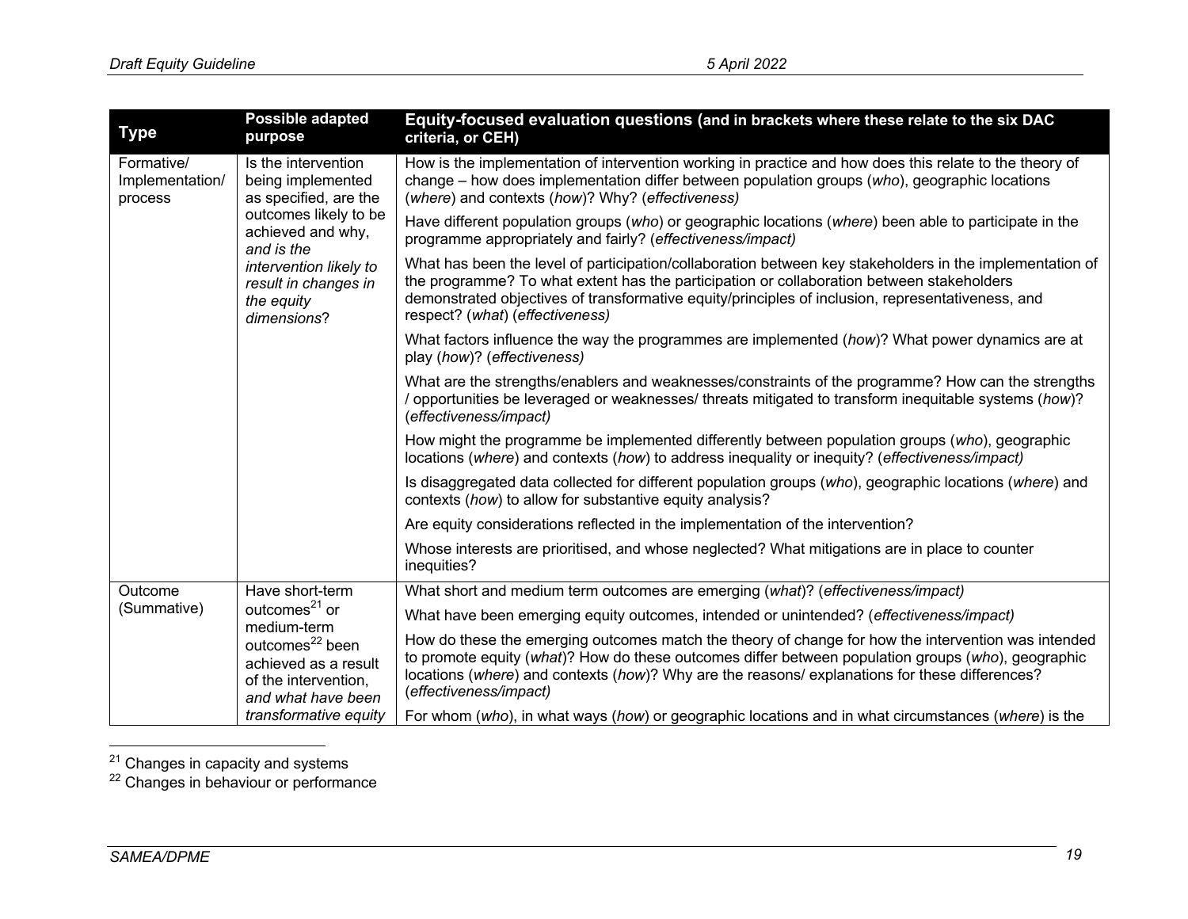| Type | Possible adapted purpose | Equity-focused evaluation questions (and in brackets where these relate to the six DAC criteria, or CEH) |
|---|---|---|
| Formative/ Implementation/ process | Is the intervention being implemented as specified, are the outcomes likely to be achieved and why, *and is the intervention likely to result in changes in the equity dimensions*? | How is the implementation of intervention working in practice and how does this relate to the theory of change – how does implementation differ between population groups (*who*), geographic locations (*where*) and contexts (*how*)? Why? (*effectiveness)* |
| | | Have different population groups (*who*) or geographic locations (*where*) been able to participate in the programme appropriately and fairly? (*effectiveness/impact)* |
| | | What has been the level of participation/collaboration between key stakeholders in the implementation of the programme? To what extent has the participation or collaboration between stakeholders demonstrated objectives of transformative equity/principles of inclusion, representativeness, and respect? (*what*) (*effectiveness)* |
| | | What factors influence the way the programmes are implemented (*how*)? What power dynamics are at play (*how*)? (*effectiveness)* |
| | | What are the strengths/enablers and weaknesses/constraints of the programme? How can the strengths / opportunities be leveraged or weaknesses/ threats mitigated to transform inequitable systems (*how*)? (*effectiveness/impact)* |
| | | How might the programme be implemented differently between population groups (*who*), geographic locations (*where*) and contexts (*how*) to address inequality or inequity? (*effectiveness/impact)* |
| | | Is disaggregated data collected for different population groups (*who*), geographic locations (*where*) and contexts (*how*) to allow for substantive equity analysis? |
| | | Are equity considerations reflected in the implementation of the intervention? |
| | | Whose interests are prioritised, and whose neglected? What mitigations are in place to counter inequities? |
| Outcome (Summative) | Have short-term outcomes[21] or medium-term outcomes[22] been achieved as a result of the intervention, *and what have been transformative equity* | What short and medium term outcomes are emerging (*what*)? (*effectiveness/impact)* |
| | | What have been emerging equity outcomes, intended or unintended? (*effectiveness/impact)* |
| | | How do these the emerging outcomes match the theory of change for how the intervention was intended to promote equity (*what*)? How do these outcomes differ between population groups (*who*), geographic locations (*where*) and contexts (*how*)? Why are the reasons/ explanations for these differences? (*effectiveness/impact)* |
| | | For whom (*who*), in what ways (*how*) or geographic locations and in what circumstances (*where*) is the |

[21] Changes in capacity and systems

[22] Changes in behaviour or performance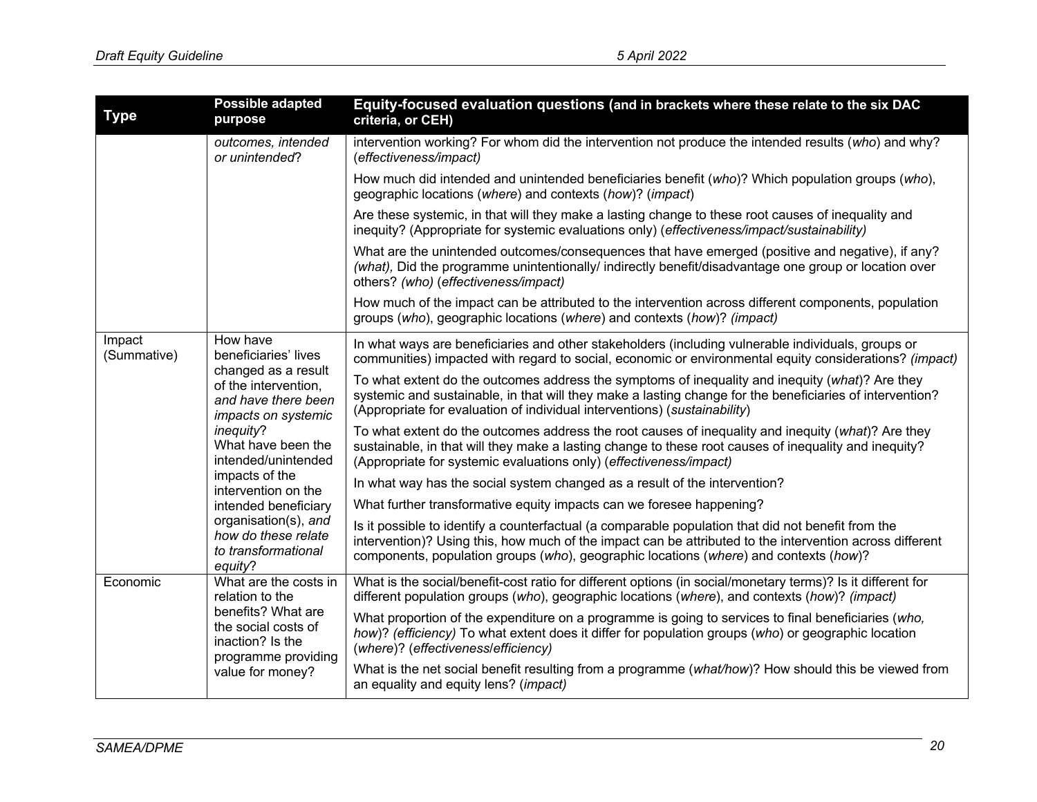| Type | Possible adapted purpose | Equity-focused evaluation questions (and in brackets where these relate to the six DAC criteria, or CEH) |
|---|---|---|
| | *outcomes, intended or unintended*? | intervention working? For whom did the intervention not produce the intended results (*who*) and why? (*effectiveness/impact)* |
| | | How much did intended and unintended beneficiaries benefit (*who*)? Which population groups (*who*), geographic locations (*where*) and contexts (*how*)? (*impact*) |
| | | Are these systemic, in that will they make a lasting change to these root causes of inequality and inequity? (Appropriate for systemic evaluations only) (*effectiveness/impact/sustainability)* |
| | | What are the unintended outcomes/consequences that have emerged (positive and negative), if any? *(what),* Did the programme unintentionally/ indirectly benefit/disadvantage one group or location over others? *(who)* (*effectiveness/impact)* |
| | | How much of the impact can be attributed to the intervention across different components, population groups (*who*), geographic locations (*where*) and contexts (*how*)? *(impact)* |
| Impact (Summative) | How have beneficiaries' lives changed as a result of the intervention, *and have there been impacts on systemic inequity*? What have been the intended/unintended impacts of the intervention on the intended beneficiary organisation(s), *and how do these relate to transformational equity*? | In what ways are beneficiaries and other stakeholders (including vulnerable individuals, groups or communities) impacted with regard to social, economic or environmental equity considerations? *(impact)* |
| | | To what extent do the outcomes address the symptoms of inequality and inequity (*what*)? Are they systemic and sustainable, in that will they make a lasting change for the beneficiaries of intervention? (Appropriate for evaluation of individual interventions) (*sustainability*) |
| | | To what extent do the outcomes address the root causes of inequality and inequity (*what*)? Are they sustainable, in that will they make a lasting change to these root causes of inequality and inequity? (Appropriate for systemic evaluations only) (*effectiveness/impact)* |
| | | In what way has the social system changed as a result of the intervention? |
| | | What further transformative equity impacts can we foresee happening? |
| | | Is it possible to identify a counterfactual (a comparable population that did not benefit from the intervention)? Using this, how much of the impact can be attributed to the intervention across different components, population groups (*who*), geographic locations (*where*) and contexts (*how*)? |
| Economic | What are the costs in relation to the benefits? What are the social costs of inaction? Is the programme providing value for money? | What is the social/benefit-cost ratio for different options (in social/monetary terms)? Is it different for different population groups (*who*), geographic locations (*where*), and contexts (*how*)? *(impact)* |
| | | What proportion of the expenditure on a programme is going to services to final beneficiaries (*who, how*)? *(efficiency)* To what extent does it differ for population groups (*who*) or geographic location (*where*)? (*effectiveness*/*efficiency)* |
| | | What is the net social benefit resulting from a programme (*what/how*)? How should this be viewed from an equality and equity lens? (*impact)* |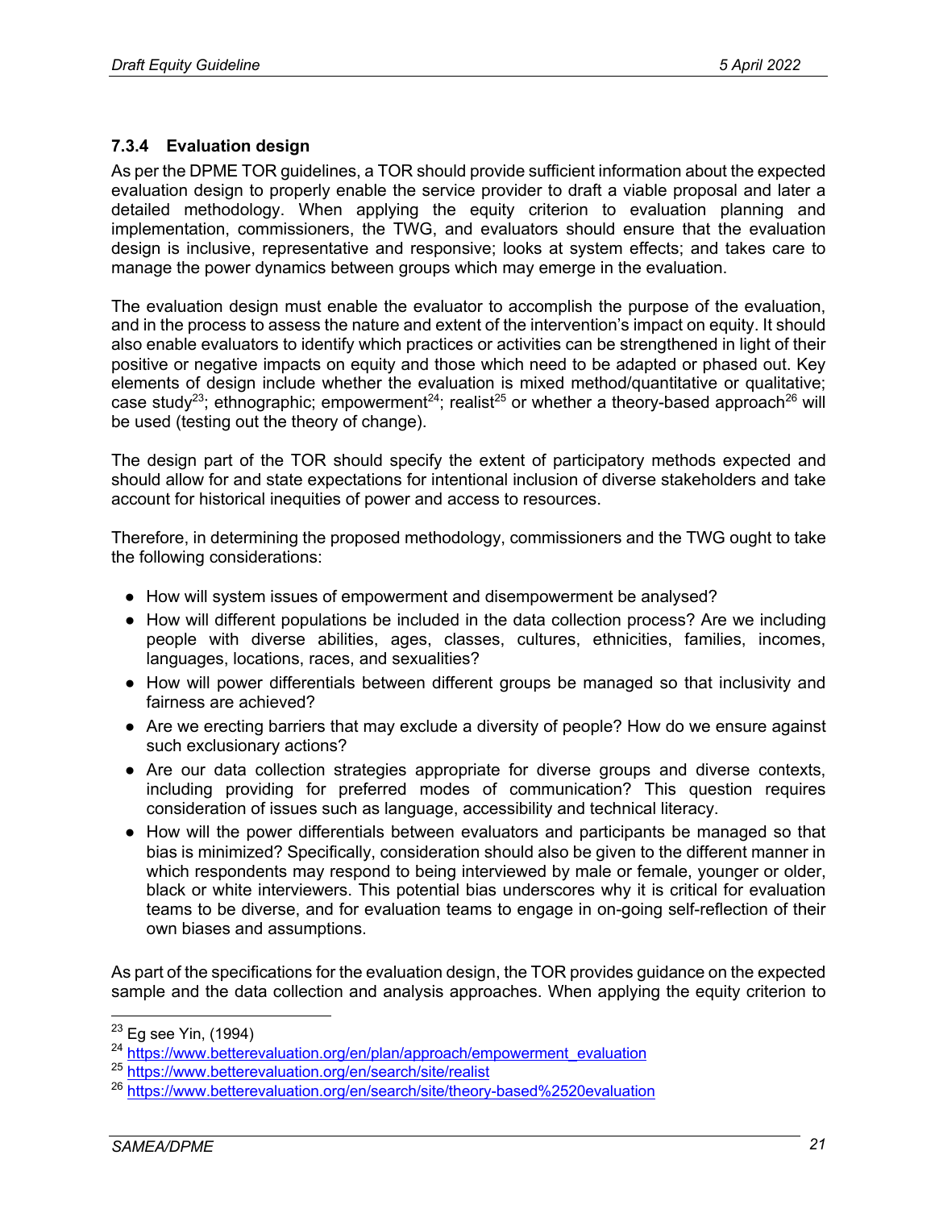#### 7.3.4 Evaluation design

As per the DPME TOR guidelines, a TOR should provide sufficient information about the expected evaluation design to properly enable the service provider to draft a viable proposal and later a detailed methodology. When applying the equity criterion to evaluation planning and implementation, commissioners, the TWG, and evaluators should ensure that the evaluation design is inclusive, representative and responsive; looks at system effects; and takes care to manage the power dynamics between groups which may emerge in the evaluation.

The evaluation design must enable the evaluator to accomplish the purpose of the evaluation, and in the process to assess the nature and extent of the intervention's impact on equity. It should also enable evaluators to identify which practices or activities can be strengthened in light of their positive or negative impacts on equity and those which need to be adapted or phased out. Key elements of design include whether the evaluation is mixed method/quantitative or qualitative; case study[23]; ethnographic; empowerment[24]; realist[25] or whether a theory-based approach[26] will be used (testing out the theory of change).

The design part of the TOR should specify the extent of participatory methods expected and should allow for and state expectations for intentional inclusion of diverse stakeholders and take account for historical inequities of power and access to resources.

Therefore, in determining the proposed methodology, commissioners and the TWG ought to take the following considerations:

- How will system issues of empowerment and disempowerment be analysed?
- How will different populations be included in the data collection process? Are we including people with diverse abilities, ages, classes, cultures, ethnicities, families, incomes, languages, locations, races, and sexualities?
- How will power differentials between different groups be managed so that inclusivity and fairness are achieved?
- Are we erecting barriers that may exclude a diversity of people? How do we ensure against such exclusionary actions?
- Are our data collection strategies appropriate for diverse groups and diverse contexts, including providing for preferred modes of communication? This question requires consideration of issues such as language, accessibility and technical literacy.
- How will the power differentials between evaluators and participants be managed so that bias is minimized? Specifically, consideration should also be given to the different manner in which respondents may respond to being interviewed by male or female, younger or older, black or white interviewers. This potential bias underscores why it is critical for evaluation teams to be diverse, and for evaluation teams to engage in on-going self-reflection of their own biases and assumptions.

As part of the specifications for the evaluation design, the TOR provides guidance on the expected sample and the data collection and analysis approaches. When applying the equity criterion to

---

[23] Eg see Yin, (1994)

[24] https://www.betterevaluation.org/en/plan/approach/empowerment_evaluation

[25] https://www.betterevaluation.org/en/search/site/realist

[26] https://www.betterevaluation.org/en/search/site/theory-based%2520evaluation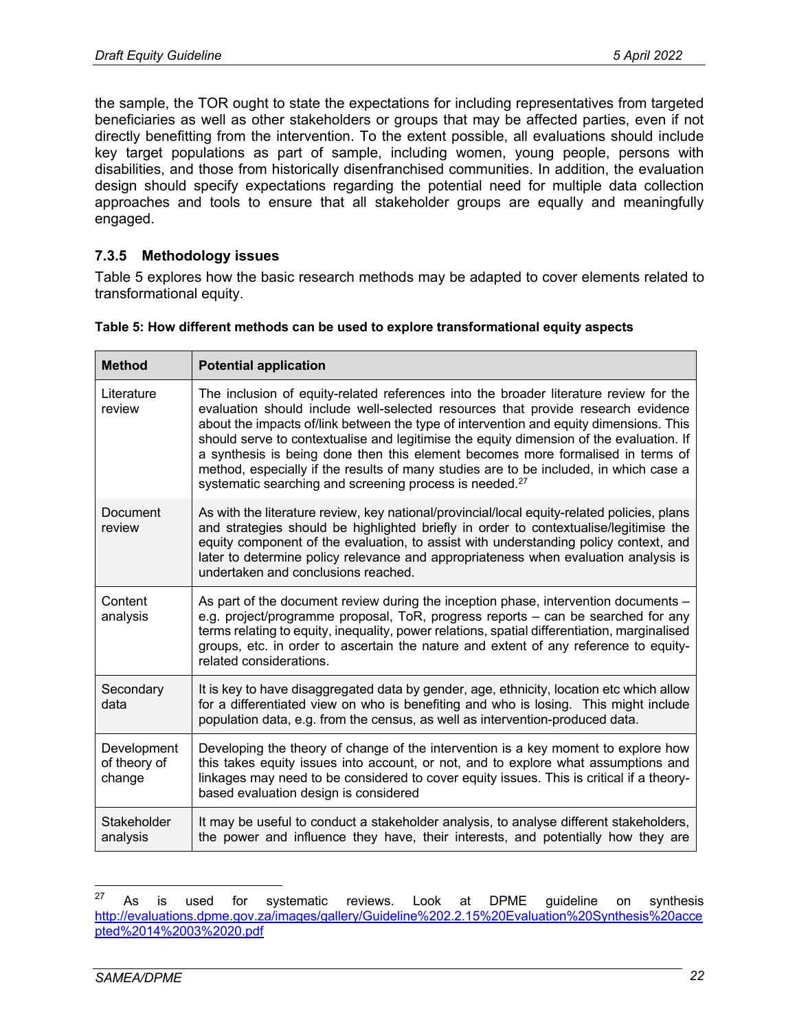the sample, the TOR ought to state the expectations for including representatives from targeted beneficiaries as well as other stakeholders or groups that may be affected parties, even if not directly benefitting from the intervention. To the extent possible, all evaluations should include key target populations as part of sample, including women, young people, persons with disabilities, and those from historically disenfranchised communities. In addition, the evaluation design should specify expectations regarding the potential need for multiple data collection approaches and tools to ensure that all stakeholder groups are equally and meaningfully engaged.

### 7.3.5 Methodology issues

Table 5 explores how the basic research methods may be adapted to cover elements related to transformational equity.

**Table 5: How different methods can be used to explore transformational equity aspects**

| Method | Potential application |
|---|---|
| Literature review | The inclusion of equity-related references into the broader literature review for the evaluation should include well-selected resources that provide research evidence about the impacts of/link between the type of intervention and equity dimensions. This should serve to contextualise and legitimise the equity dimension of the evaluation. If a synthesis is being done then this element becomes more formalised in terms of method, especially if the results of many studies are to be included, in which case a systematic searching and screening process is needed.[27] |
| Document review | As with the literature review, key national/provincial/local equity-related policies, plans and strategies should be highlighted briefly in order to contextualise/legitimise the equity component of the evaluation, to assist with understanding policy context, and later to determine policy relevance and appropriateness when evaluation analysis is undertaken and conclusions reached. |
| Content analysis | As part of the document review during the inception phase, intervention documents – e.g. project/programme proposal, ToR, progress reports – can be searched for any terms relating to equity, inequality, power relations, spatial differentiation, marginalised groups, etc. in order to ascertain the nature and extent of any reference to equity-related considerations. |
| Secondary data | It is key to have disaggregated data by gender, age, ethnicity, location etc which allow for a differentiated view on who is benefiting and who is losing. This might include population data, e.g. from the census, as well as intervention-produced data. |
| Development of theory of change | Developing the theory of change of the intervention is a key moment to explore how this takes equity issues into account, or not, and to explore what assumptions and linkages may need to be considered to cover equity issues. This is critical if a theory-based evaluation design is considered |
| Stakeholder analysis | It may be useful to conduct a stakeholder analysis, to analyse different stakeholders, the power and influence they have, their interests, and potentially how they are |

[27] As is used for systematic reviews. Look at DPME guideline on synthesis http://evaluations.dpme.gov.za/images/gallery/Guideline%202.2.15%20Evaluation%20Synthesis%20accepted%2014%2003%2020.pdf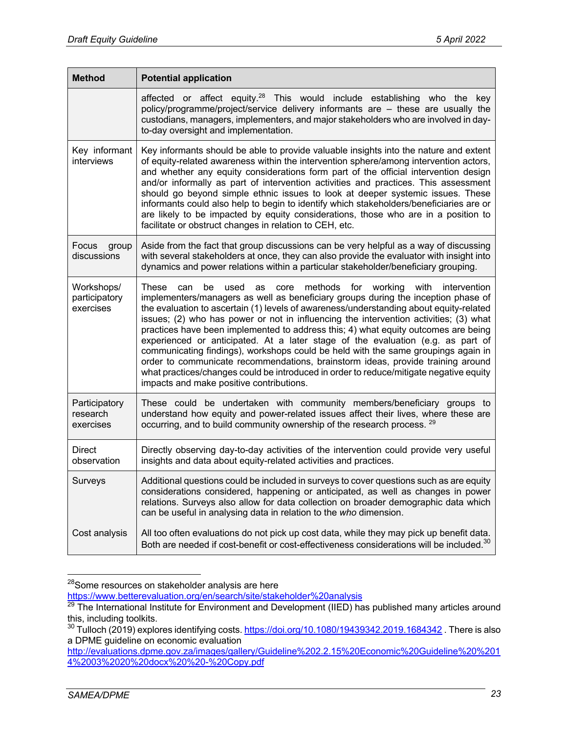| Method | Potential application |
| --- | --- |
| | affected or affect equity.[28] This would include establishing who the key policy/programme/project/service delivery informants are – these are usually the custodians, managers, implementers, and major stakeholders who are involved in day-to-day oversight and implementation. |
| Key informant interviews | Key informants should be able to provide valuable insights into the nature and extent of equity-related awareness within the intervention sphere/among intervention actors, and whether any equity considerations form part of the official intervention design and/or informally as part of intervention activities and practices. This assessment should go beyond simple ethnic issues to look at deeper systemic issues. These informants could also help to begin to identify which stakeholders/beneficiaries are or are likely to be impacted by equity considerations, those who are in a position to facilitate or obstruct changes in relation to CEH, etc. |
| Focus group discussions | Aside from the fact that group discussions can be very helpful as a way of discussing with several stakeholders at once, they can also provide the evaluator with insight into dynamics and power relations within a particular stakeholder/beneficiary grouping. |
| Workshops/ participatory exercises | These can be used as core methods for working with intervention implementers/managers as well as beneficiary groups during the inception phase of the evaluation to ascertain (1) levels of awareness/understanding about equity-related issues; (2) who has power or not in influencing the intervention activities; (3) what practices have been implemented to address this; 4) what equity outcomes are being experienced or anticipated. At a later stage of the evaluation (e.g. as part of communicating findings), workshops could be held with the same groupings again in order to communicate recommendations, brainstorm ideas, provide training around what practices/changes could be introduced in order to reduce/mitigate negative equity impacts and make positive contributions. |
| Participatory research exercises | These could be undertaken with community members/beneficiary groups to understand how equity and power-related issues affect their lives, where these are occurring, and to build community ownership of the research process. [29] |
| Direct observation | Directly observing day-to-day activities of the intervention could provide very useful insights and data about equity-related activities and practices. |
| Surveys | Additional questions could be included in surveys to cover questions such as are equity considerations considered, happening or anticipated, as well as changes in power relations. Surveys also allow for data collection on broader demographic data which can be useful in analysing data in relation to the *who* dimension. |
| Cost analysis | All too often evaluations do not pick up cost data, while they may pick up benefit data. Both are needed if cost-benefit or cost-effectiveness considerations will be included.[30] |

[28] Some resources on stakeholder analysis are here https://www.betterevaluation.org/en/search/site/stakeholder%20analysis

[29] The International Institute for Environment and Development (IIED) has published many articles around this, including toolkits.

[30] Tulloch (2019) explores identifying costs. https://doi.org/10.1080/19439342.2019.1684342 . There is also a DPME guideline on economic evaluation http://evaluations.dpme.gov.za/images/gallery/Guideline%202.2.15%20Economic%20Guideline%20%2014%2003%2020%20docx%20%20-%20Copy.pdf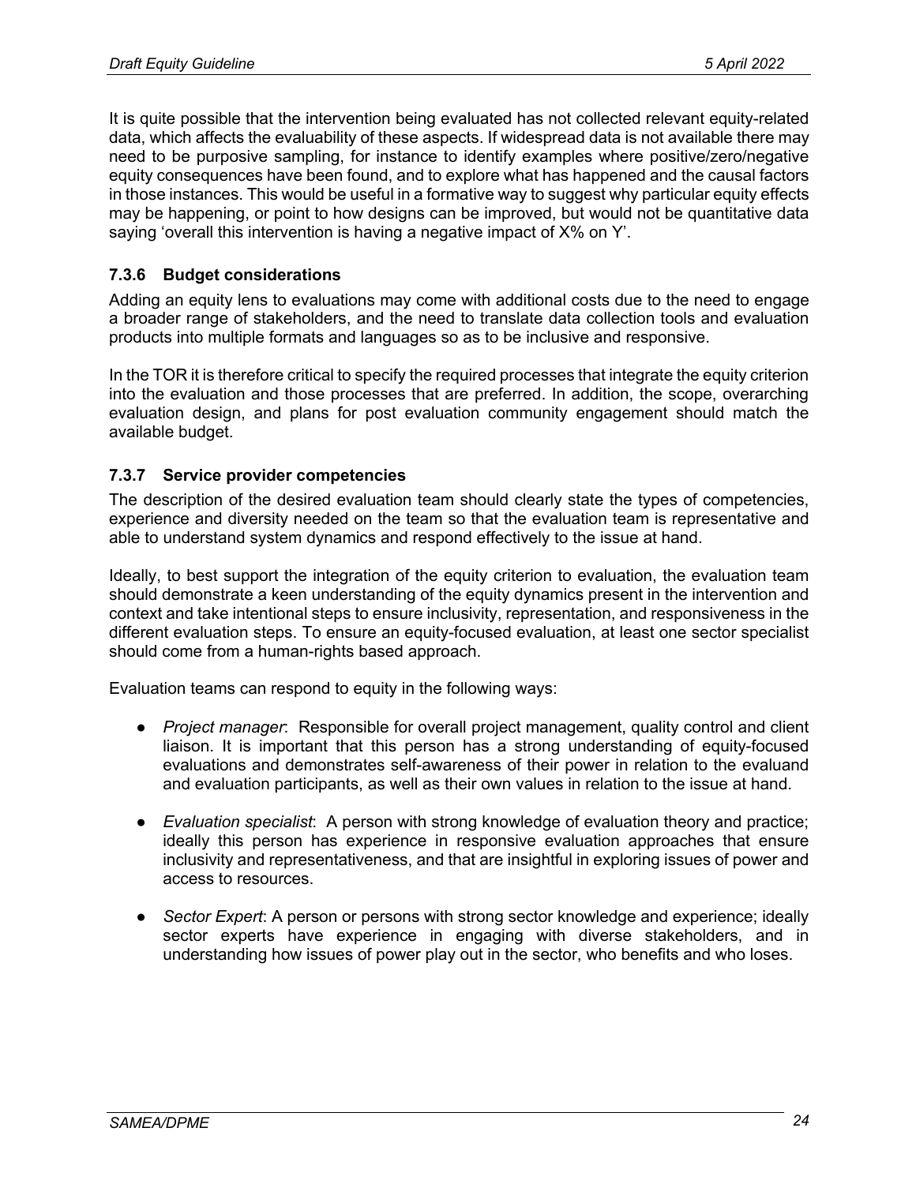It is quite possible that the intervention being evaluated has not collected relevant equity-related data, which affects the evaluability of these aspects. If widespread data is not available there may need to be purposive sampling, for instance to identify examples where positive/zero/negative equity consequences have been found, and to explore what has happened and the causal factors in those instances. This would be useful in a formative way to suggest why particular equity effects may be happening, or point to how designs can be improved, but would not be quantitative data saying 'overall this intervention is having a negative impact of X% on Y'.

### 7.3.6 Budget considerations

Adding an equity lens to evaluations may come with additional costs due to the need to engage a broader range of stakeholders, and the need to translate data collection tools and evaluation products into multiple formats and languages so as to be inclusive and responsive.

In the TOR it is therefore critical to specify the required processes that integrate the equity criterion into the evaluation and those processes that are preferred. In addition, the scope, overarching evaluation design, and plans for post evaluation community engagement should match the available budget.

### 7.3.7 Service provider competencies

The description of the desired evaluation team should clearly state the types of competencies, experience and diversity needed on the team so that the evaluation team is representative and able to understand system dynamics and respond effectively to the issue at hand.

Ideally, to best support the integration of the equity criterion to evaluation, the evaluation team should demonstrate a keen understanding of the equity dynamics present in the intervention and context and take intentional steps to ensure inclusivity, representation, and responsiveness in the different evaluation steps. To ensure an equity-focused evaluation, at least one sector specialist should come from a human-rights based approach.

Evaluation teams can respond to equity in the following ways:

- *Project manager*: Responsible for overall project management, quality control and client liaison. It is important that this person has a strong understanding of equity-focused evaluations and demonstrates self-awareness of their power in relation to the evaluand and evaluation participants, as well as their own values in relation to the issue at hand.
- *Evaluation specialist*: A person with strong knowledge of evaluation theory and practice; ideally this person has experience in responsive evaluation approaches that ensure inclusivity and representativeness, and that are insightful in exploring issues of power and access to resources.
- *Sector Expert*: A person or persons with strong sector knowledge and experience; ideally sector experts have experience in engaging with diverse stakeholders, and in understanding how issues of power play out in the sector, who benefits and who loses.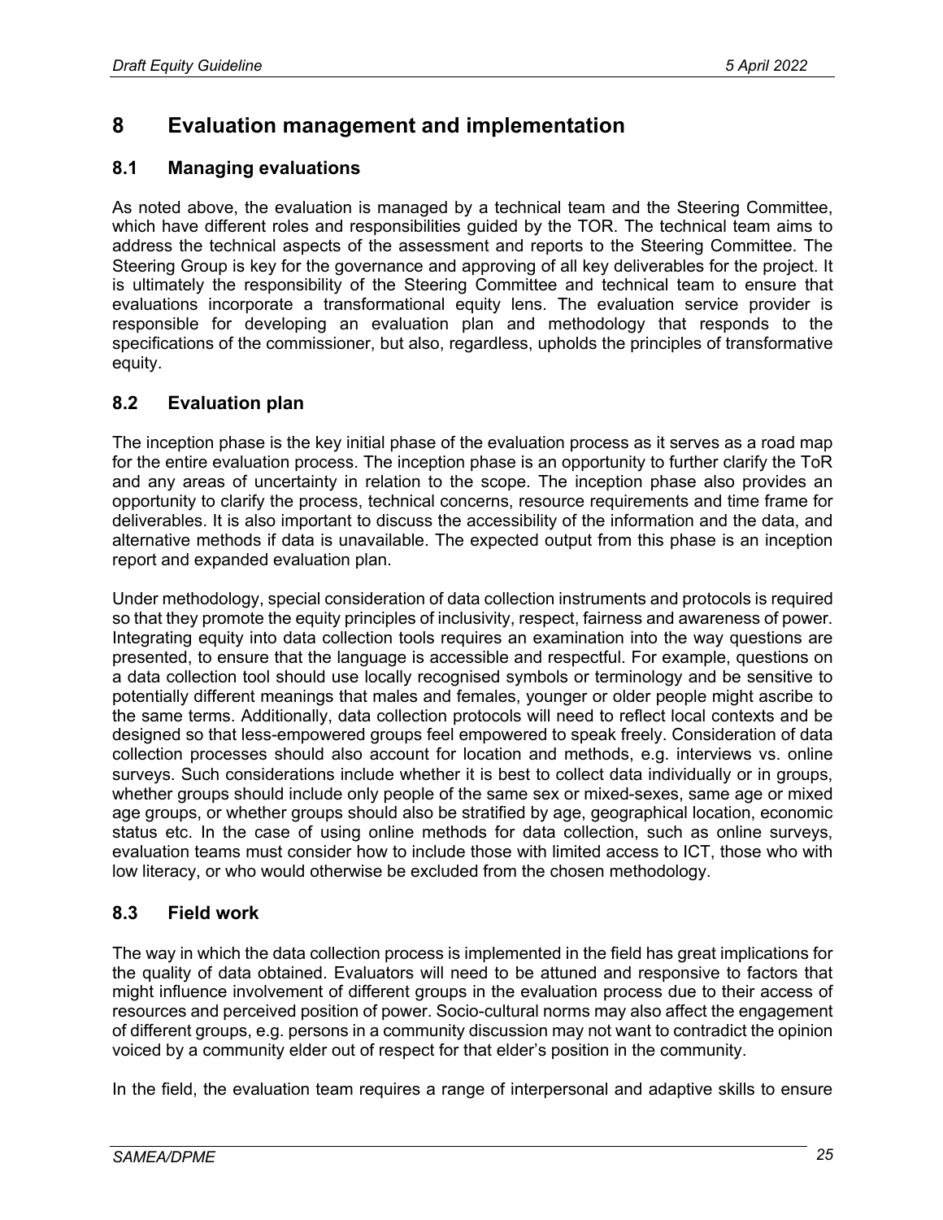# 8 Evaluation management and implementation

## 8.1 Managing evaluations

As noted above, the evaluation is managed by a technical team and the Steering Committee, which have different roles and responsibilities guided by the TOR. The technical team aims to address the technical aspects of the assessment and reports to the Steering Committee. The Steering Group is key for the governance and approving of all key deliverables for the project. It is ultimately the responsibility of the Steering Committee and technical team to ensure that evaluations incorporate a transformational equity lens. The evaluation service provider is responsible for developing an evaluation plan and methodology that responds to the specifications of the commissioner, but also, regardless, upholds the principles of transformative equity.

## 8.2 Evaluation plan

The inception phase is the key initial phase of the evaluation process as it serves as a road map for the entire evaluation process. The inception phase is an opportunity to further clarify the ToR and any areas of uncertainty in relation to the scope. The inception phase also provides an opportunity to clarify the process, technical concerns, resource requirements and time frame for deliverables. It is also important to discuss the accessibility of the information and the data, and alternative methods if data is unavailable. The expected output from this phase is an inception report and expanded evaluation plan.

Under methodology, special consideration of data collection instruments and protocols is required so that they promote the equity principles of inclusivity, respect, fairness and awareness of power. Integrating equity into data collection tools requires an examination into the way questions are presented, to ensure that the language is accessible and respectful. For example, questions on a data collection tool should use locally recognised symbols or terminology and be sensitive to potentially different meanings that males and females, younger or older people might ascribe to the same terms. Additionally, data collection protocols will need to reflect local contexts and be designed so that less-empowered groups feel empowered to speak freely. Consideration of data collection processes should also account for location and methods, e.g. interviews vs. online surveys. Such considerations include whether it is best to collect data individually or in groups, whether groups should include only people of the same sex or mixed-sexes, same age or mixed age groups, or whether groups should also be stratified by age, geographical location, economic status etc. In the case of using online methods for data collection, such as online surveys, evaluation teams must consider how to include those with limited access to ICT, those who with low literacy, or who would otherwise be excluded from the chosen methodology.

## 8.3 Field work

The way in which the data collection process is implemented in the field has great implications for the quality of data obtained. Evaluators will need to be attuned and responsive to factors that might influence involvement of different groups in the evaluation process due to their access of resources and perceived position of power. Socio-cultural norms may also affect the engagement of different groups, e.g. persons in a community discussion may not want to contradict the opinion voiced by a community elder out of respect for that elder's position in the community.

In the field, the evaluation team requires a range of interpersonal and adaptive skills to ensure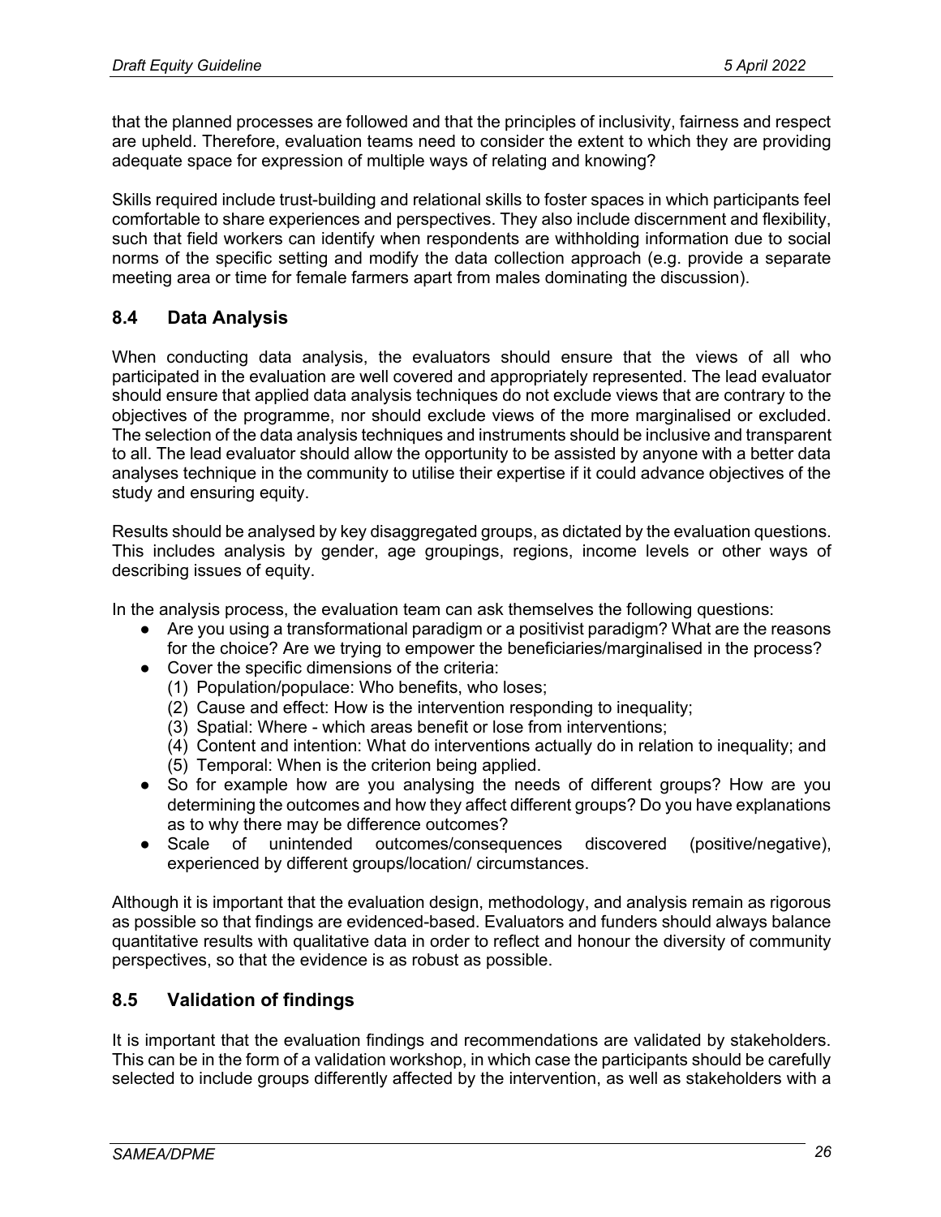that the planned processes are followed and that the principles of inclusivity, fairness and respect are upheld. Therefore, evaluation teams need to consider the extent to which they are providing adequate space for expression of multiple ways of relating and knowing?

Skills required include trust-building and relational skills to foster spaces in which participants feel comfortable to share experiences and perspectives. They also include discernment and flexibility, such that field workers can identify when respondents are withholding information due to social norms of the specific setting and modify the data collection approach (e.g. provide a separate meeting area or time for female farmers apart from males dominating the discussion).

## 8.4 Data Analysis

When conducting data analysis, the evaluators should ensure that the views of all who participated in the evaluation are well covered and appropriately represented. The lead evaluator should ensure that applied data analysis techniques do not exclude views that are contrary to the objectives of the programme, nor should exclude views of the more marginalised or excluded. The selection of the data analysis techniques and instruments should be inclusive and transparent to all. The lead evaluator should allow the opportunity to be assisted by anyone with a better data analyses technique in the community to utilise their expertise if it could advance objectives of the study and ensuring equity.

Results should be analysed by key disaggregated groups, as dictated by the evaluation questions. This includes analysis by gender, age groupings, regions, income levels or other ways of describing issues of equity.

In the analysis process, the evaluation team can ask themselves the following questions:

- Are you using a transformational paradigm or a positivist paradigm? What are the reasons for the choice? Are we trying to empower the beneficiaries/marginalised in the process?
- Cover the specific dimensions of the criteria:
  (1) Population/populace: Who benefits, who loses;
  (2) Cause and effect: How is the intervention responding to inequality;
  (3) Spatial: Where - which areas benefit or lose from interventions;
  (4) Content and intention: What do interventions actually do in relation to inequality; and
  (5) Temporal: When is the criterion being applied.
- So for example how are you analysing the needs of different groups? How are you determining the outcomes and how they affect different groups? Do you have explanations as to why there may be difference outcomes?
- Scale of unintended outcomes/consequences discovered (positive/negative), experienced by different groups/location/ circumstances.

Although it is important that the evaluation design, methodology, and analysis remain as rigorous as possible so that findings are evidenced-based. Evaluators and funders should always balance quantitative results with qualitative data in order to reflect and honour the diversity of community perspectives, so that the evidence is as robust as possible.

## 8.5 Validation of findings

It is important that the evaluation findings and recommendations are validated by stakeholders. This can be in the form of a validation workshop, in which case the participants should be carefully selected to include groups differently affected by the intervention, as well as stakeholders with a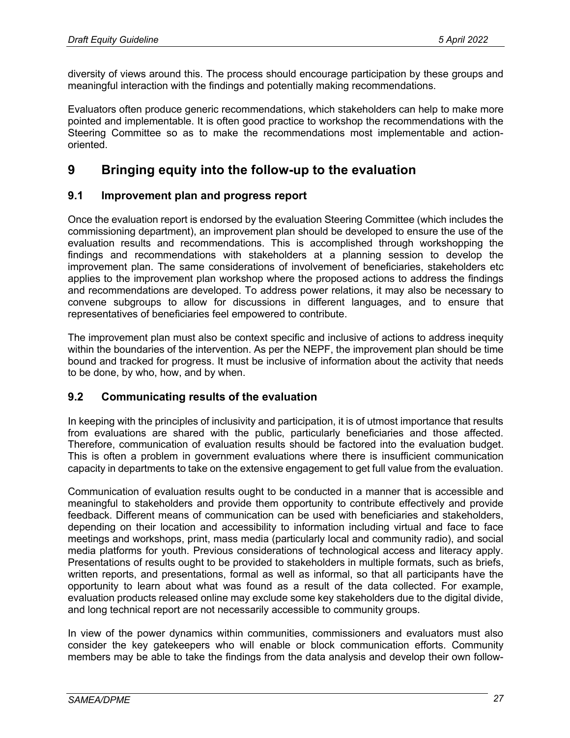diversity of views around this. The process should encourage participation by these groups and meaningful interaction with the findings and potentially making recommendations.

Evaluators often produce generic recommendations, which stakeholders can help to make more pointed and implementable. It is often good practice to workshop the recommendations with the Steering Committee so as to make the recommendations most implementable and action-oriented.

# 9 Bringing equity into the follow-up to the evaluation

## 9.1 Improvement plan and progress report

Once the evaluation report is endorsed by the evaluation Steering Committee (which includes the commissioning department), an improvement plan should be developed to ensure the use of the evaluation results and recommendations. This is accomplished through workshopping the findings and recommendations with stakeholders at a planning session to develop the improvement plan. The same considerations of involvement of beneficiaries, stakeholders etc applies to the improvement plan workshop where the proposed actions to address the findings and recommendations are developed. To address power relations, it may also be necessary to convene subgroups to allow for discussions in different languages, and to ensure that representatives of beneficiaries feel empowered to contribute.

The improvement plan must also be context specific and inclusive of actions to address inequity within the boundaries of the intervention. As per the NEPF, the improvement plan should be time bound and tracked for progress. It must be inclusive of information about the activity that needs to be done, by who, how, and by when.

## 9.2 Communicating results of the evaluation

In keeping with the principles of inclusivity and participation, it is of utmost importance that results from evaluations are shared with the public, particularly beneficiaries and those affected. Therefore, communication of evaluation results should be factored into the evaluation budget. This is often a problem in government evaluations where there is insufficient communication capacity in departments to take on the extensive engagement to get full value from the evaluation.

Communication of evaluation results ought to be conducted in a manner that is accessible and meaningful to stakeholders and provide them opportunity to contribute effectively and provide feedback. Different means of communication can be used with beneficiaries and stakeholders, depending on their location and accessibility to information including virtual and face to face meetings and workshops, print, mass media (particularly local and community radio), and social media platforms for youth. Previous considerations of technological access and literacy apply. Presentations of results ought to be provided to stakeholders in multiple formats, such as briefs, written reports, and presentations, formal as well as informal, so that all participants have the opportunity to learn about what was found as a result of the data collected. For example, evaluation products released online may exclude some key stakeholders due to the digital divide, and long technical report are not necessarily accessible to community groups.

In view of the power dynamics within communities, commissioners and evaluators must also consider the key gatekeepers who will enable or block communication efforts. Community members may be able to take the findings from the data analysis and develop their own follow-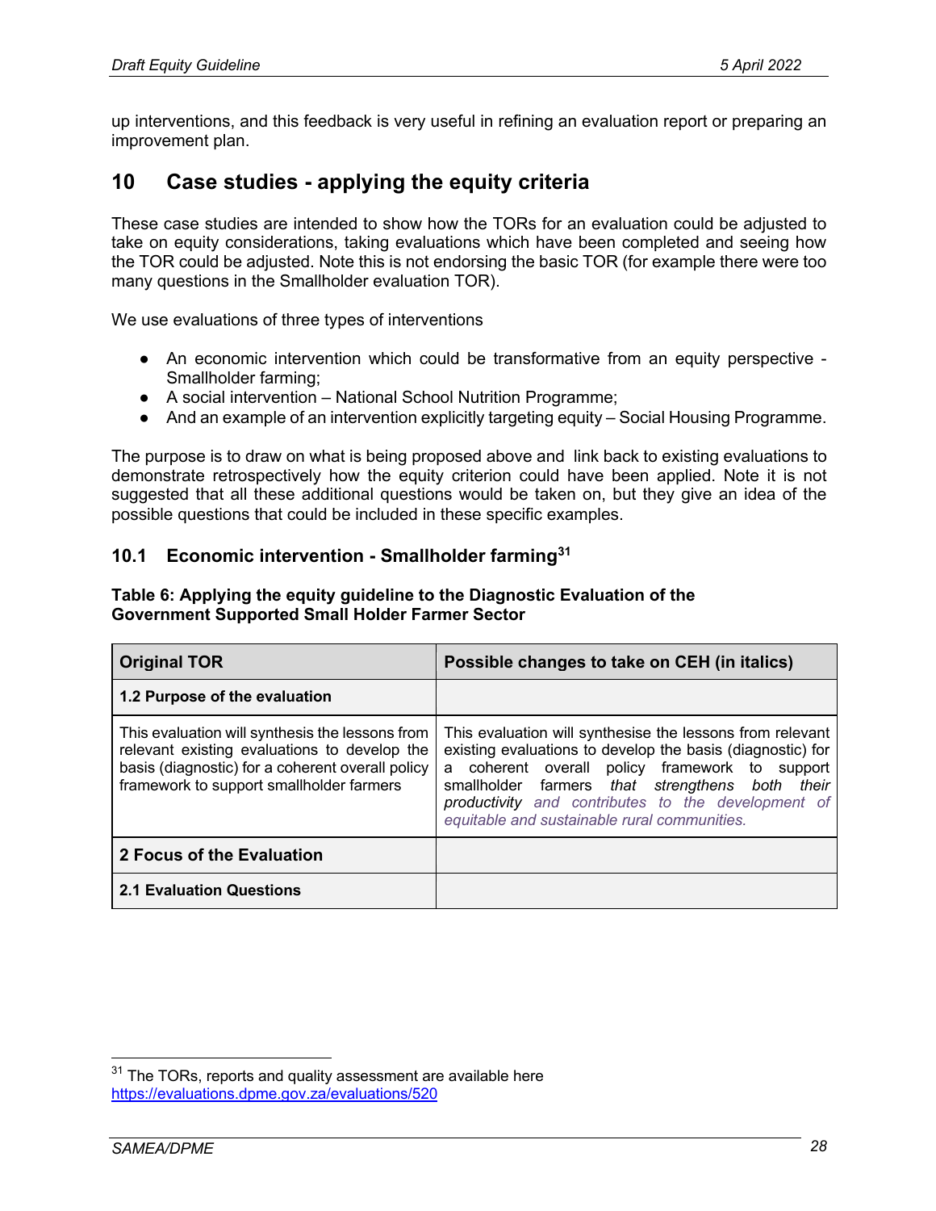up interventions, and this feedback is very useful in refining an evaluation report or preparing an improvement plan.

## 10 Case studies - applying the equity criteria

These case studies are intended to show how the TORs for an evaluation could be adjusted to take on equity considerations, taking evaluations which have been completed and seeing how the TOR could be adjusted. Note this is not endorsing the basic TOR (for example there were too many questions in the Smallholder evaluation TOR).

We use evaluations of three types of interventions

- An economic intervention which could be transformative from an equity perspective - Smallholder farming;
- A social intervention – National School Nutrition Programme;
- And an example of an intervention explicitly targeting equity – Social Housing Programme.

The purpose is to draw on what is being proposed above and link back to existing evaluations to demonstrate retrospectively how the equity criterion could have been applied. Note it is not suggested that all these additional questions would be taken on, but they give an idea of the possible questions that could be included in these specific examples.

### 10.1 Economic intervention - Smallholder farming[31]

**Table 6: Applying the equity guideline to the Diagnostic Evaluation of the Government Supported Small Holder Farmer Sector**

| Original TOR | Possible changes to take on CEH (in italics) |
|---|---|
| **1.2 Purpose of the evaluation** | |
| This evaluation will synthesis the lessons from relevant existing evaluations to develop the basis (diagnostic) for a coherent overall policy framework to support smallholder farmers | This evaluation will synthesise the lessons from relevant existing evaluations to develop the basis (diagnostic) for a coherent overall policy framework to support smallholder farmers *that strengthens both their productivity and contributes to the development of equitable and sustainable rural communities.* |
| **2 Focus of the Evaluation** | |
| **2.1 Evaluation Questions** | |

[31] The TORs, reports and quality assessment are available here https://evaluations.dpme.gov.za/evaluations/520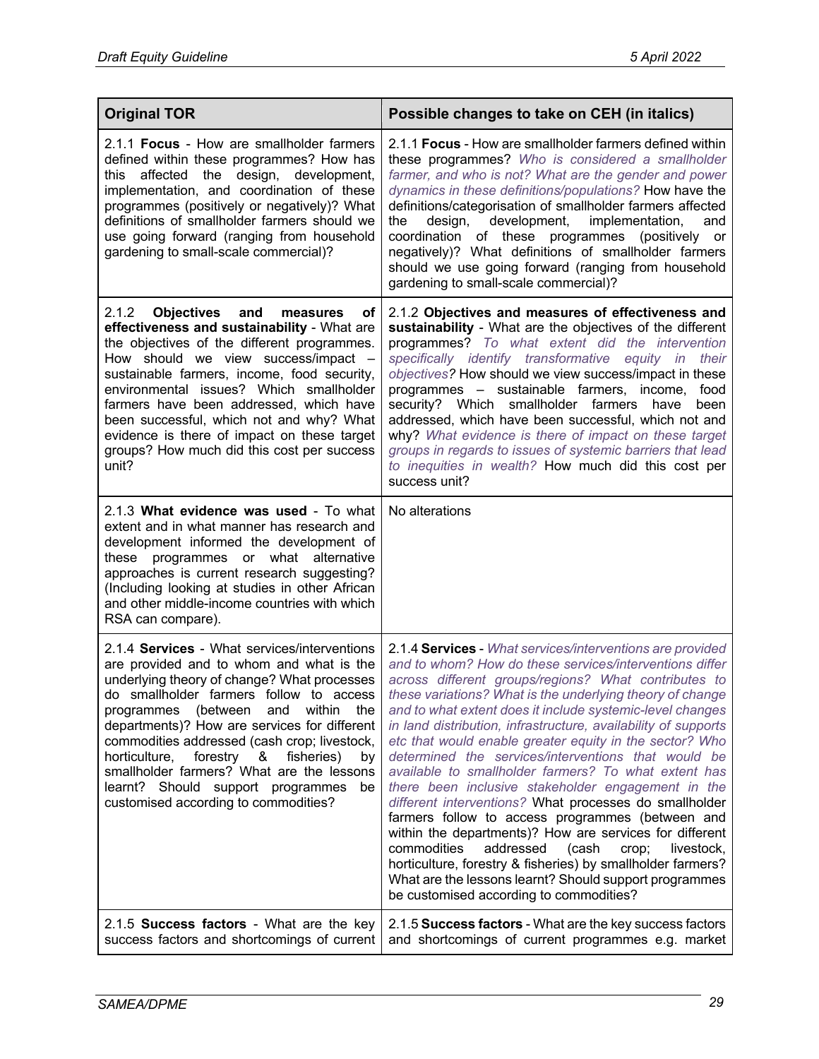| Original TOR | Possible changes to take on CEH (in italics) |
|---|---|
| 2.1.1 **Focus** - How are smallholder farmers defined within these programmes? How has this affected the design, development, implementation, and coordination of these programmes (positively or negatively)? What definitions of smallholder farmers should we use going forward (ranging from household gardening to small-scale commercial)? | 2.1.1 **Focus** - How are smallholder farmers defined within these programmes? *Who is considered a smallholder farmer, and who is not? What are the gender and power dynamics in these definitions/populations?* How have the definitions/categorisation of smallholder farmers affected the design, development, implementation, and coordination of these programmes (positively or negatively)? What definitions of smallholder farmers should we use going forward (ranging from household gardening to small-scale commercial)? |
| 2.1.2 **Objectives and measures of effectiveness and sustainability** - What are the objectives of the different programmes. How should we view success/impact – sustainable farmers, income, food security, environmental issues? Which smallholder farmers have been addressed, which have been successful, which not and why? What evidence is there of impact on these target groups? How much did this cost per success unit? | 2.1.2 **Objectives and measures of effectiveness and sustainability** - What are the objectives of the different programmes? *To what extent did the intervention specifically identify transformative equity in their objectives?* How should we view success/impact in these programmes – sustainable farmers, income, food security? Which smallholder farmers have been addressed, which have been successful, which not and why? *What evidence is there of impact on these target groups in regards to issues of systemic barriers that lead to inequities in wealth?* How much did this cost per success unit? |
| 2.1.3 **What evidence was used** - To what extent and in what manner has research and development informed the development of these programmes or what alternative approaches is current research suggesting? (Including looking at studies in other African and other middle-income countries with which RSA can compare). | No alterations |
| 2.1.4 **Services** - What services/interventions are provided and to whom and what is the underlying theory of change? What processes do smallholder farmers follow to access programmes (between and within the departments)? How are services for different commodities addressed (cash crop; livestock, horticulture, forestry & fisheries) by smallholder farmers? What are the lessons learnt? Should support programmes be customised according to commodities? | 2.1.4 **Services** - *What services/interventions are provided and to whom? How do these services/interventions differ across different groups/regions? What contributes to these variations? What is the underlying theory of change and to what extent does it include systemic-level changes in land distribution, infrastructure, availability of supports etc that would enable greater equity in the sector? Who determined the services/interventions that would be available to smallholder farmers? To what extent has there been inclusive stakeholder engagement in the different interventions?* What processes do smallholder farmers follow to access programmes (between and within the departments)? How are services for different commodities addressed (cash crop; livestock, horticulture, forestry & fisheries) by smallholder farmers? What are the lessons learnt? Should support programmes be customised according to commodities? |
| 2.1.5 **Success factors** - What are the key success factors and shortcomings of current | 2.1.5 **Success factors** - What are the key success factors and shortcomings of current programmes e.g. market |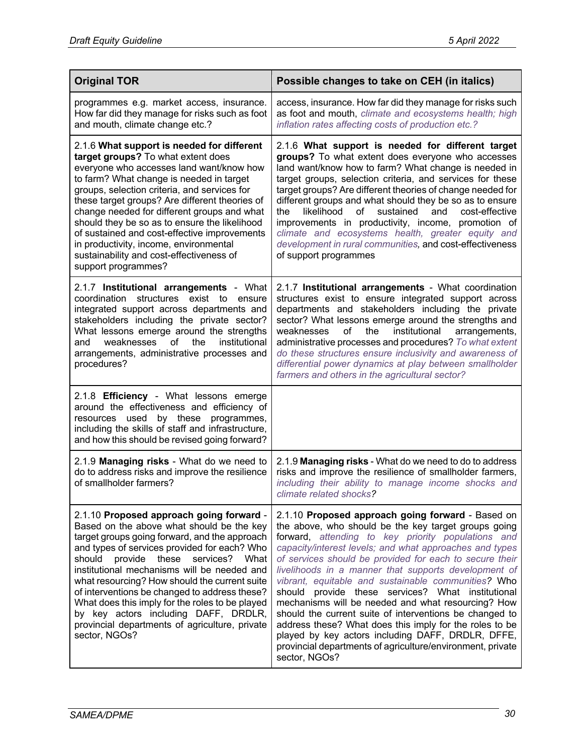| Original TOR | Possible changes to take on CEH (in italics) |
|---|---|
| programmes e.g. market access, insurance. How far did they manage for risks such as foot and mouth, climate change etc.? | access, insurance. How far did they manage for risks such as foot and mouth, *climate and ecosystems health; high inflation rates affecting costs of production etc.?* |
| 2.1.6 **What support is needed for different target groups?** To what extent does everyone who accesses land want/know how to farm? What change is needed in target groups, selection criteria, and services for these target groups? Are different theories of change needed for different groups and what should they be so as to ensure the likelihood of sustained and cost-effective improvements in productivity, income, environmental sustainability and cost-effectiveness of support programmes? | 2.1.6 **What support is needed for different target groups?** To what extent does everyone who accesses land want/know how to farm? What change is needed in target groups, selection criteria, and services for these target groups? Are different theories of change needed for different groups and what should they be so as to ensure the likelihood of sustained and cost-effective improvements in productivity, income, promotion of *climate and ecosystems health, greater equity and development in rural communities,* and cost-effectiveness of support programmes |
| 2.1.7 **Institutional arrangements** - What coordination structures exist to ensure integrated support across departments and stakeholders including the private sector? What lessons emerge around the strengths and weaknesses of the institutional arrangements, administrative processes and procedures? | 2.1.7 **Institutional arrangements** - What coordination structures exist to ensure integrated support across departments and stakeholders including the private sector? What lessons emerge around the strengths and weaknesses of the institutional arrangements, administrative processes and procedures? *To what extent do these structures ensure inclusivity and awareness of differential power dynamics at play between smallholder farmers and others in the agricultural sector?* |
| 2.1.8 **Efficiency** - What lessons emerge around the effectiveness and efficiency of resources used by these programmes, including the skills of staff and infrastructure, and how this should be revised going forward? | |
| 2.1.9 **Managing risks** - What do we need to do to address risks and improve the resilience of smallholder farmers? | 2.1.9 **Managing risks** - What do we need to do to address risks and improve the resilience of smallholder farmers, *including their ability to manage income shocks and climate related shocks?* |
| 2.1.10 **Proposed approach going forward** - Based on the above what should be the key target groups going forward, and the approach and types of services provided for each? Who should provide these services? What institutional mechanisms will be needed and what resourcing? How should the current suite of interventions be changed to address these? What does this imply for the roles to be played by key actors including DAFF, DRDLR, provincial departments of agriculture, private sector, NGOs? | 2.1.10 **Proposed approach going forward** - Based on the above, who should be the key target groups going forward, *attending to key priority populations and capacity/interest levels; and what approaches and types of services should be provided for each to secure their livelihoods in a manner that supports development of vibrant, equitable and sustainable communities?* Who should provide these services? What institutional mechanisms will be needed and what resourcing? How should the current suite of interventions be changed to address these? What does this imply for the roles to be played by key actors including DAFF, DRDLR, DFFE, provincial departments of agriculture/environment, private sector, NGOs? |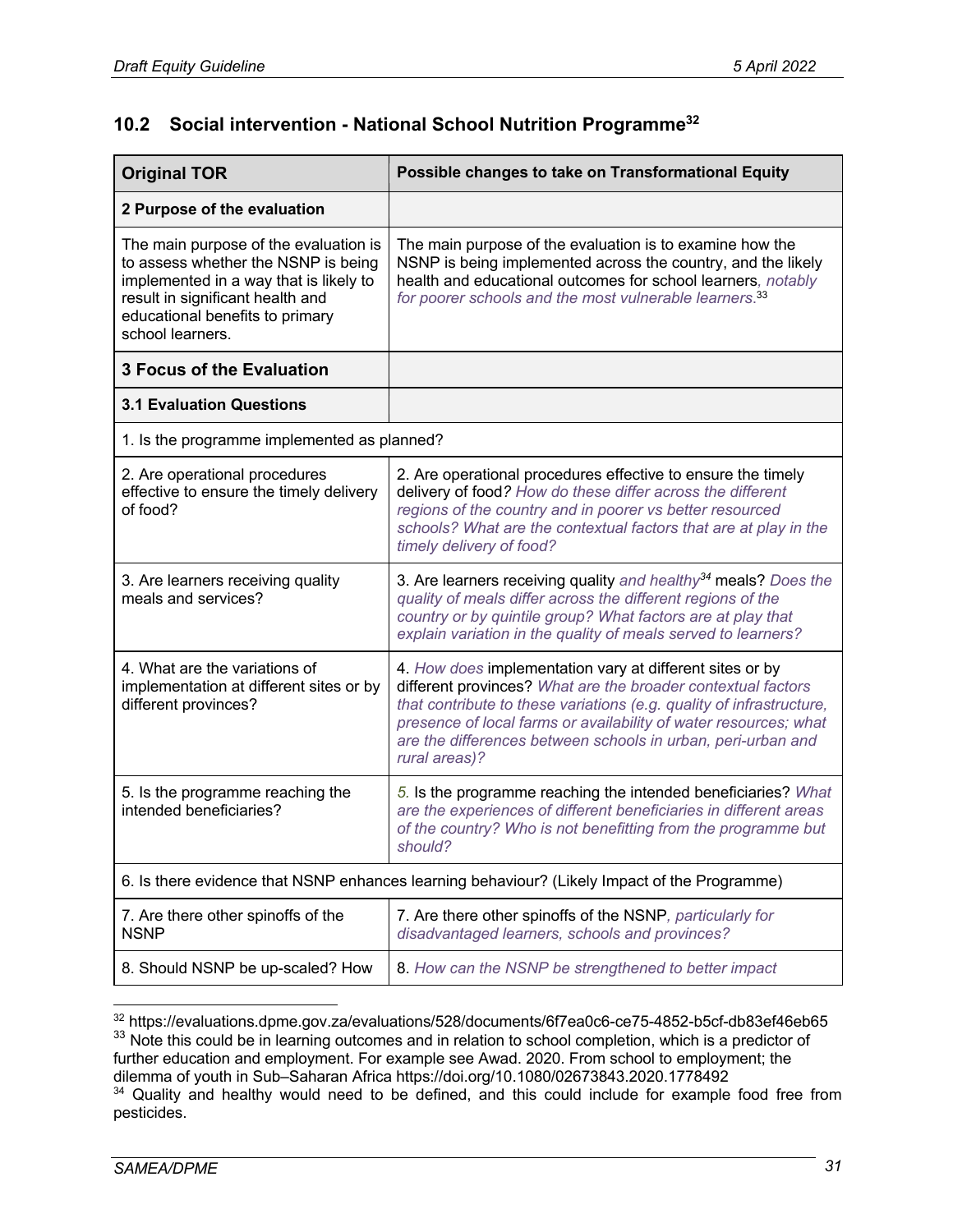## 10.2 Social intervention - National School Nutrition Programme[32]

| Original TOR | Possible changes to take on Transformational Equity |
|---|---|
| **2 Purpose of the evaluation** | |
| The main purpose of the evaluation is to assess whether the NSNP is being implemented in a way that is likely to result in significant health and educational benefits to primary school learners. | The main purpose of the evaluation is to examine how the NSNP is being implemented across the country, and the likely health and educational outcomes for school learners*, notably for poorer schools and the most vulnerable learners*.[33] |
| **3 Focus of the Evaluation** | |
| **3.1 Evaluation Questions** | |
| 1. Is the programme implemented as planned? | |
| 2. Are operational procedures effective to ensure the timely delivery of food? | 2. Are operational procedures effective to ensure the timely delivery of food*? How do these differ across the different regions of the country and in poorer vs better resourced schools? What are the contextual factors that are at play in the timely delivery of food?* |
| 3. Are learners receiving quality meals and services? | 3. Are learners receiving quality *and healthy*[34] meals? *Does the quality of meals differ across the different regions of the country or by quintile group? What factors are at play that explain variation in the quality of meals served to learners?* |
| 4. What are the variations of implementation at different sites or by different provinces? | 4. *How does* implementation vary at different sites or by different provinces? *What are the broader contextual factors that contribute to these variations (e.g. quality of infrastructure, presence of local farms or availability of water resources; what are the differences between schools in urban, peri-urban and rural areas)?* |
| 5. Is the programme reaching the intended beneficiaries? | 5. Is the programme reaching the intended beneficiaries? *What are the experiences of different beneficiaries in different areas of the country? Who is not benefitting from the programme but should?* |
| 6. Is there evidence that NSNP enhances learning behaviour? (Likely Impact of the Programme) | |
| 7. Are there other spinoffs of the NSNP | 7. Are there other spinoffs of the NSNP*, particularly for disadvantaged learners, schools and provinces?* |
| 8. Should NSNP be up-scaled? How | 8. *How can the NSNP be strengthened to better impact* |

[32] https://evaluations.dpme.gov.za/evaluations/528/documents/6f7ea0c6-ce75-4852-b5cf-db83ef46eb65

[33] Note this could be in learning outcomes and in relation to school completion, which is a predictor of further education and employment. For example see Awad. 2020. From school to employment; the dilemma of youth in Sub–Saharan Africa https://doi.org/10.1080/02673843.2020.1778492

[34] Quality and healthy would need to be defined, and this could include for example food free from pesticides.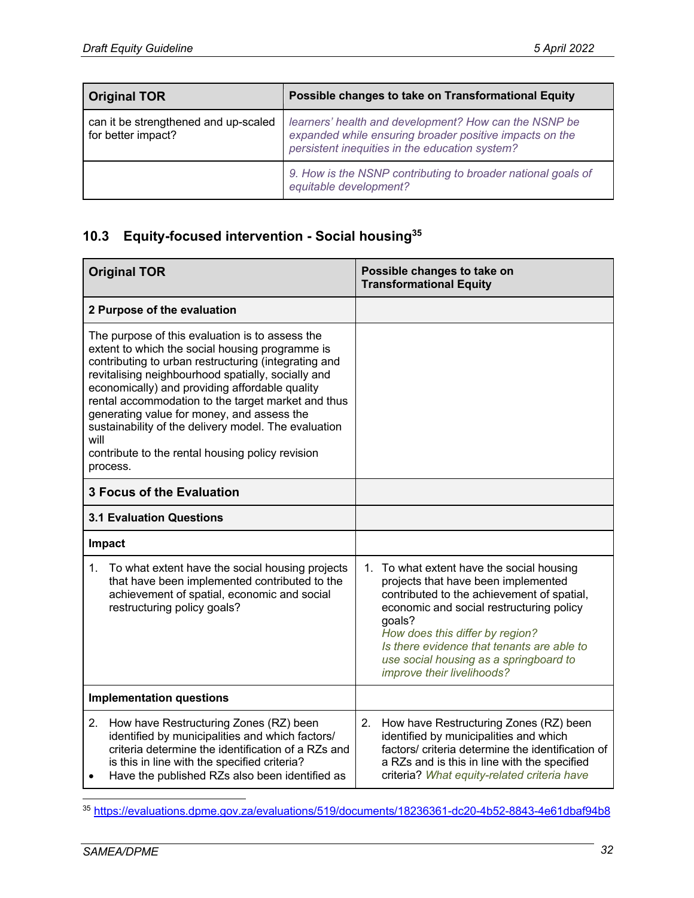| Original TOR | Possible changes to take on Transformational Equity |
|---|---|
| can it be strengthened and up-scaled for better impact? | *learners' health and development? How can the NSNP be expanded while ensuring broader positive impacts on the persistent inequities in the education system?* |
| | *9. How is the NSNP contributing to broader national goals of equitable development?* |

## 10.3 Equity-focused intervention - Social housing[35]

| Original TOR | Possible changes to take on Transformational Equity |
|---|---|
| **2 Purpose of the evaluation** | |
| The purpose of this evaluation is to assess the extent to which the social housing programme is contributing to urban restructuring (integrating and revitalising neighbourhood spatially, socially and economically) and providing affordable quality rental accommodation to the target market and thus generating value for money, and assess the sustainability of the delivery model. The evaluation will contribute to the rental housing policy revision process. | |
| **3 Focus of the Evaluation** | |
| **3.1 Evaluation Questions** | |
| **Impact** | |
| 1. To what extent have the social housing projects that have been implemented contributed to the achievement of spatial, economic and social restructuring policy goals? | 1. To what extent have the social housing projects that have been implemented contributed to the achievement of spatial, economic and social restructuring policy goals? *How does this differ by region? Is there evidence that tenants are able to use social housing as a springboard to improve their livelihoods?* |
| **Implementation questions** | |
| 2. How have Restructuring Zones (RZ) been identified by municipalities and which factors/ criteria determine the identification of a RZs and is this in line with the specified criteria? • Have the published RZs also been identified as | 2. How have Restructuring Zones (RZ) been identified by municipalities and which factors/ criteria determine the identification of a RZs and is this in line with the specified criteria? *What equity-related criteria have* |

[35] https://evaluations.dpme.gov.za/evaluations/519/documents/18236361-dc20-4b52-8843-4e61dbaf94b8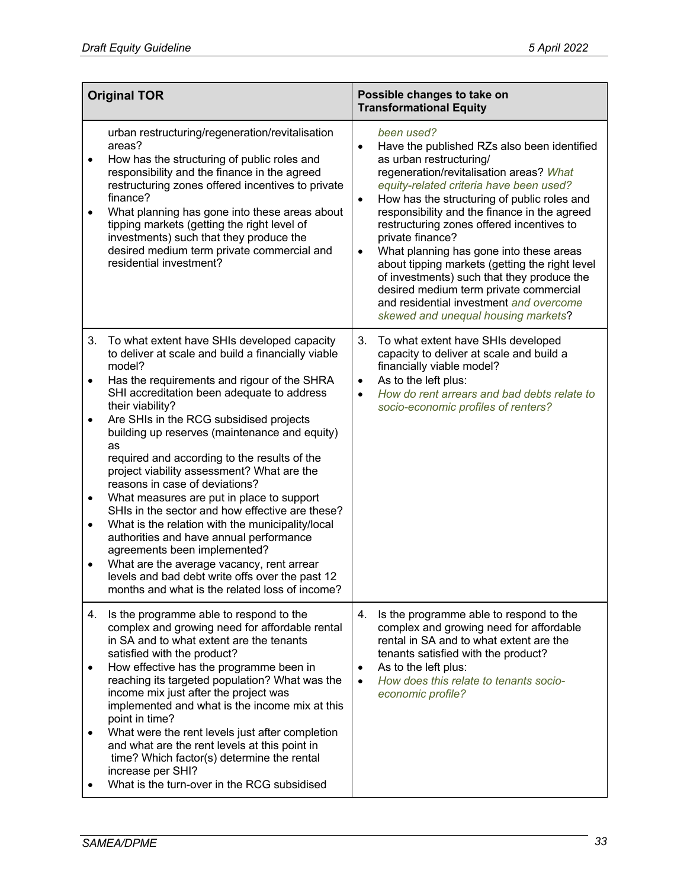| Original TOR | Possible changes to take on Transformational Equity |
|---|---|
| urban restructuring/regeneration/revitalisation areas?<br>• How has the structuring of public roles and responsibility and the finance in the agreed restructuring zones offered incentives to private finance?<br>• What planning has gone into these areas about tipping markets (getting the right level of investments) such that they produce the desired medium term private commercial and residential investment? | *been used?*<br>• Have the published RZs also been identified as urban restructuring/ regeneration/revitalisation areas? *What equity-related criteria have been used?*<br>• How has the structuring of public roles and responsibility and the finance in the agreed restructuring zones offered incentives to private finance?<br>• What planning has gone into these areas about tipping markets (getting the right level of investments) such that they produce the desired medium term private commercial and residential investment *and overcome skewed and unequal housing markets*? |
| 3. To what extent have SHIs developed capacity to deliver at scale and build a financially viable model?<br>• Has the requirements and rigour of the SHRA SHI accreditation been adequate to address their viability?<br>• Are SHIs in the RCG subsidised projects building up reserves (maintenance and equity) as required and according to the results of the project viability assessment? What are the reasons in case of deviations?<br>• What measures are put in place to support SHIs in the sector and how effective are these?<br>• What is the relation with the municipality/local authorities and have annual performance agreements been implemented?<br>• What are the average vacancy, rent arrear levels and bad debt write offs over the past 12 months and what is the related loss of income? | 3. To what extent have SHIs developed capacity to deliver at scale and build a financially viable model?<br>• As to the left plus:<br>• *How do rent arrears and bad debts relate to socio-economic profiles of renters?* |
| 4. Is the programme able to respond to the complex and growing need for affordable rental in SA and to what extent are the tenants satisfied with the product?<br>• How effective has the programme been in reaching its targeted population? What was the income mix just after the project was implemented and what is the income mix at this point in time?<br>• What were the rent levels just after completion and what are the rent levels at this point in time? Which factor(s) determine the rental increase per SHI?<br>• What is the turn-over in the RCG subsidised | 4. Is the programme able to respond to the complex and growing need for affordable rental in SA and to what extent are the tenants satisfied with the product?<br>• As to the left plus:<br>• *How does this relate to tenants socio-economic profile?* |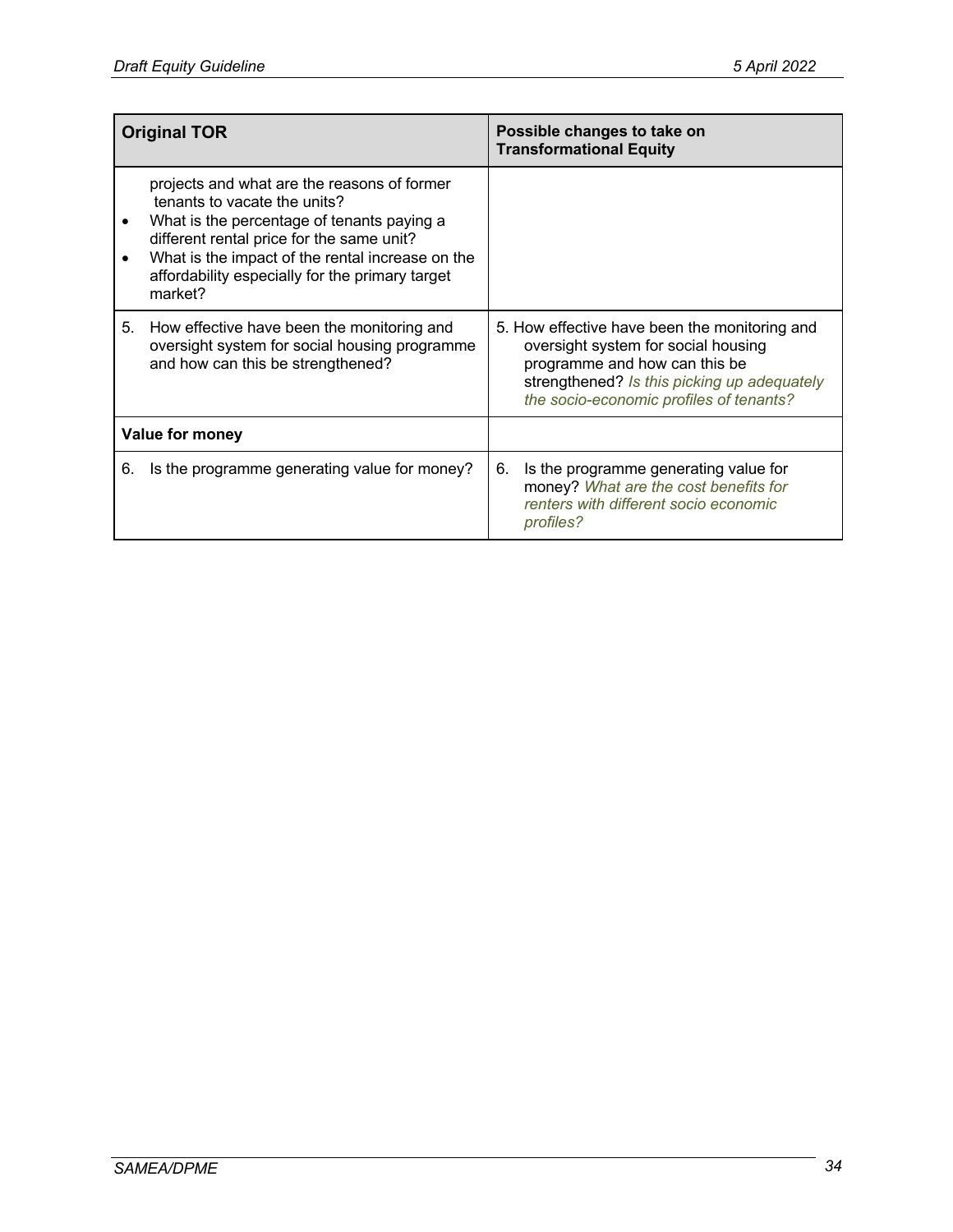| Original TOR | Possible changes to take on Transformational Equity |
|---|---|
| projects and what are the reasons of former tenants to vacate the units?<br>• What is the percentage of tenants paying a different rental price for the same unit?<br>• What is the impact of the rental increase on the affordability especially for the primary target market? | |
| 5. How effective have been the monitoring and oversight system for social housing programme and how can this be strengthened? | 5. How effective have been the monitoring and oversight system for social housing programme and how can this be strengthened? *Is this picking up adequately the socio-economic profiles of tenants?* |
| **Value for money** | |
| 6. Is the programme generating value for money? | 6. Is the programme generating value for money? *What are the cost benefits for renters with different socio economic profiles?* |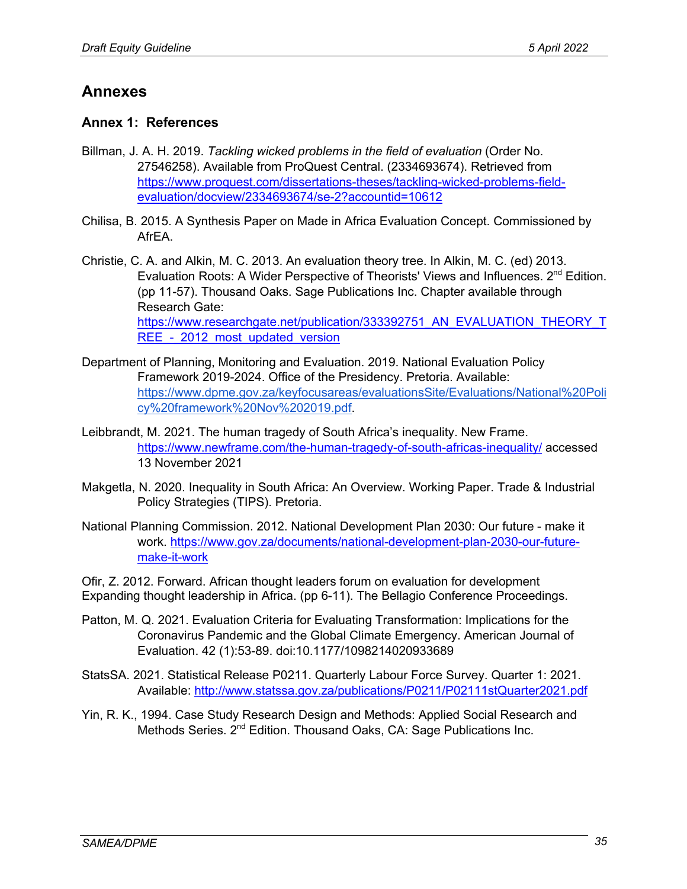# Annexes

## Annex 1: References

Billman, J. A. H. 2019. *Tackling wicked problems in the field of evaluation* (Order No. 27546258). Available from ProQuest Central. (2334693674). Retrieved from https://www.proquest.com/dissertations-theses/tackling-wicked-problems-field-evaluation/docview/2334693674/se-2?accountid=10612

Chilisa, B. 2015. A Synthesis Paper on Made in Africa Evaluation Concept. Commissioned by AfrEA.

Christie, C. A. and Alkin, M. C. 2013. An evaluation theory tree. In Alkin, M. C. (ed) 2013. Evaluation Roots: A Wider Perspective of Theorists' Views and Influences. 2nd Edition. (pp 11-57). Thousand Oaks. Sage Publications Inc. Chapter available through Research Gate: https://www.researchgate.net/publication/333392751_AN_EVALUATION_THEORY_TREE_-_2012_most_updated_version

Department of Planning, Monitoring and Evaluation. 2019. National Evaluation Policy Framework 2019-2024. Office of the Presidency. Pretoria. Available: https://www.dpme.gov.za/keyfocusareas/evaluationsSite/Evaluations/National%20Policy%20framework%20Nov%202019.pdf.

Leibbrandt, M. 2021. The human tragedy of South Africa's inequality. New Frame. https://www.newframe.com/the-human-tragedy-of-south-africas-inequality/ accessed 13 November 2021

Makgetla, N. 2020. Inequality in South Africa: An Overview. Working Paper. Trade & Industrial Policy Strategies (TIPS). Pretoria.

National Planning Commission. 2012. National Development Plan 2030: Our future - make it work. https://www.gov.za/documents/national-development-plan-2030-our-future-make-it-work

Ofir, Z. 2012. Forward. African thought leaders forum on evaluation for development Expanding thought leadership in Africa. (pp 6-11). The Bellagio Conference Proceedings.

Patton, M. Q. 2021. Evaluation Criteria for Evaluating Transformation: Implications for the Coronavirus Pandemic and the Global Climate Emergency. American Journal of Evaluation. 42 (1):53-89. doi:10.1177/1098214020933689

StatsSA. 2021. Statistical Release P0211. Quarterly Labour Force Survey. Quarter 1: 2021. Available: http://www.statssa.gov.za/publications/P0211/P02111stQuarter2021.pdf

Yin, R. K., 1994. Case Study Research Design and Methods: Applied Social Research and Methods Series. 2nd Edition. Thousand Oaks, CA: Sage Publications Inc.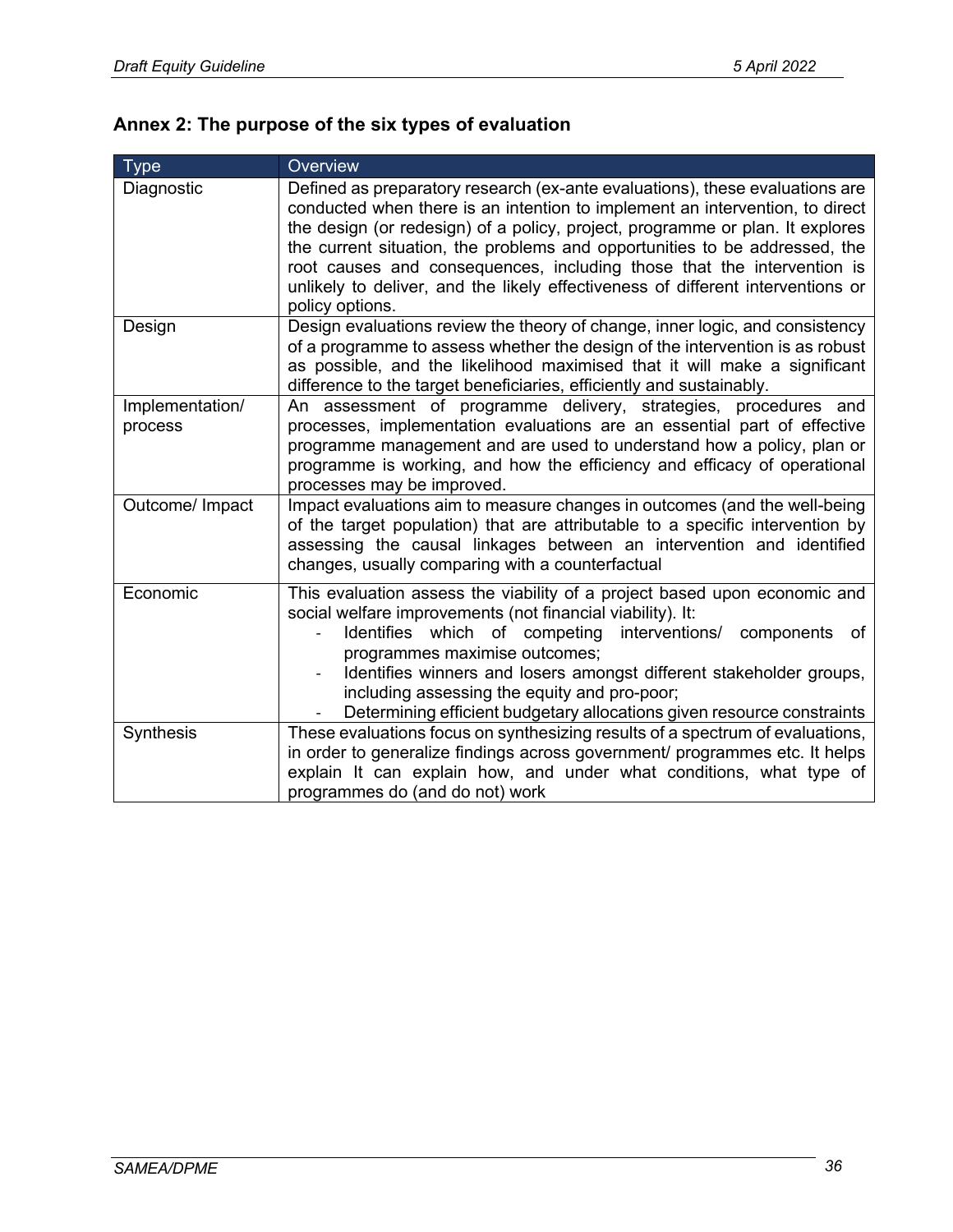## Annex 2: The purpose of the six types of evaluation

| Type | Overview |
|---|---|
| Diagnostic | Defined as preparatory research (ex-ante evaluations), these evaluations are conducted when there is an intention to implement an intervention, to direct the design (or redesign) of a policy, project, programme or plan. It explores the current situation, the problems and opportunities to be addressed, the root causes and consequences, including those that the intervention is unlikely to deliver, and the likely effectiveness of different interventions or policy options. |
| Design | Design evaluations review the theory of change, inner logic, and consistency of a programme to assess whether the design of the intervention is as robust as possible, and the likelihood maximised that it will make a significant difference to the target beneficiaries, efficiently and sustainably. |
| Implementation/ process | An assessment of programme delivery, strategies, procedures and processes, implementation evaluations are an essential part of effective programme management and are used to understand how a policy, plan or programme is working, and how the efficiency and efficacy of operational processes may be improved. |
| Outcome/ Impact | Impact evaluations aim to measure changes in outcomes (and the well-being of the target population) that are attributable to a specific intervention by assessing the causal linkages between an intervention and identified changes, usually comparing with a counterfactual |
| Economic | This evaluation assess the viability of a project based upon economic and social welfare improvements (not financial viability). It:<br>- Identifies which of competing interventions/ components of programmes maximise outcomes;<br>- Identifies winners and losers amongst different stakeholder groups, including assessing the equity and pro-poor;<br>- Determining efficient budgetary allocations given resource constraints |
| Synthesis | These evaluations focus on synthesizing results of a spectrum of evaluations, in order to generalize findings across government/ programmes etc. It helps explain It can explain how, and under what conditions, what type of programmes do (and do not) work |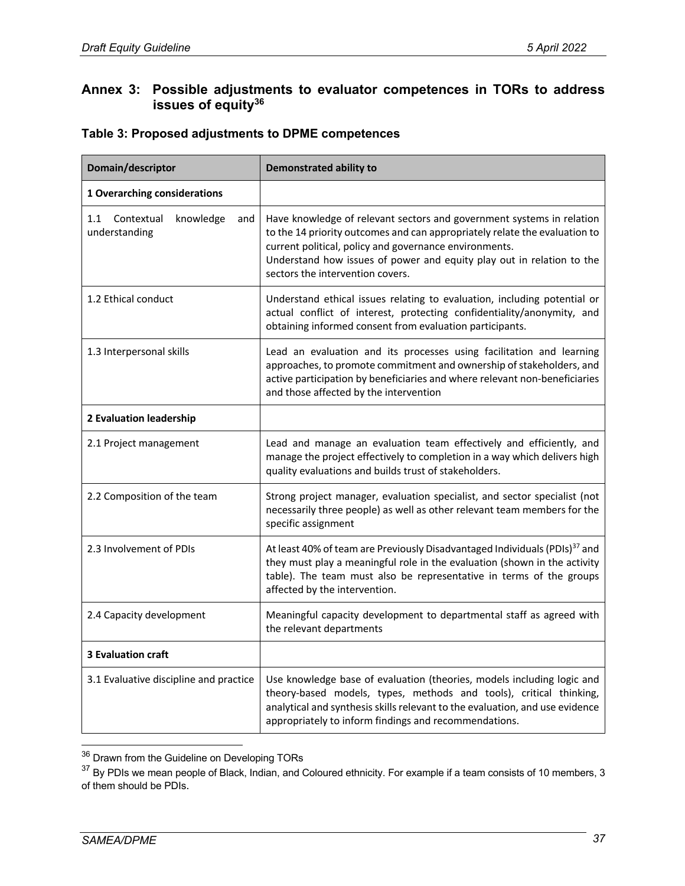## Annex 3: Possible adjustments to evaluator competences in TORs to address issues of equity[36]

### Table 3: Proposed adjustments to DPME competences

| Domain/descriptor | Demonstrated ability to |
|---|---|
| **1 Overarching considerations** | |
| 1.1 Contextual knowledge and understanding | Have knowledge of relevant sectors and government systems in relation to the 14 priority outcomes and can appropriately relate the evaluation to current political, policy and governance environments.<br>Understand how issues of power and equity play out in relation to the sectors the intervention covers. |
| 1.2 Ethical conduct | Understand ethical issues relating to evaluation, including potential or actual conflict of interest, protecting confidentiality/anonymity, and obtaining informed consent from evaluation participants. |
| 1.3 Interpersonal skills | Lead an evaluation and its processes using facilitation and learning approaches, to promote commitment and ownership of stakeholders, and active participation by beneficiaries and where relevant non-beneficiaries and those affected by the intervention |
| **2 Evaluation leadership** | |
| 2.1 Project management | Lead and manage an evaluation team effectively and efficiently, and manage the project effectively to completion in a way which delivers high quality evaluations and builds trust of stakeholders. |
| 2.2 Composition of the team | Strong project manager, evaluation specialist, and sector specialist (not necessarily three people) as well as other relevant team members for the specific assignment |
| 2.3 Involvement of PDIs | At least 40% of team are Previously Disadvantaged Individuals (PDIs)[37] and they must play a meaningful role in the evaluation (shown in the activity table). The team must also be representative in terms of the groups affected by the intervention. |
| 2.4 Capacity development | Meaningful capacity development to departmental staff as agreed with the relevant departments |
| **3 Evaluation craft** | |
| 3.1 Evaluative discipline and practice | Use knowledge base of evaluation (theories, models including logic and theory-based models, types, methods and tools), critical thinking, analytical and synthesis skills relevant to the evaluation, and use evidence appropriately to inform findings and recommendations. |

[36] Drawn from the Guideline on Developing TORs

[37] By PDIs we mean people of Black, Indian, and Coloured ethnicity. For example if a team consists of 10 members, 3 of them should be PDIs.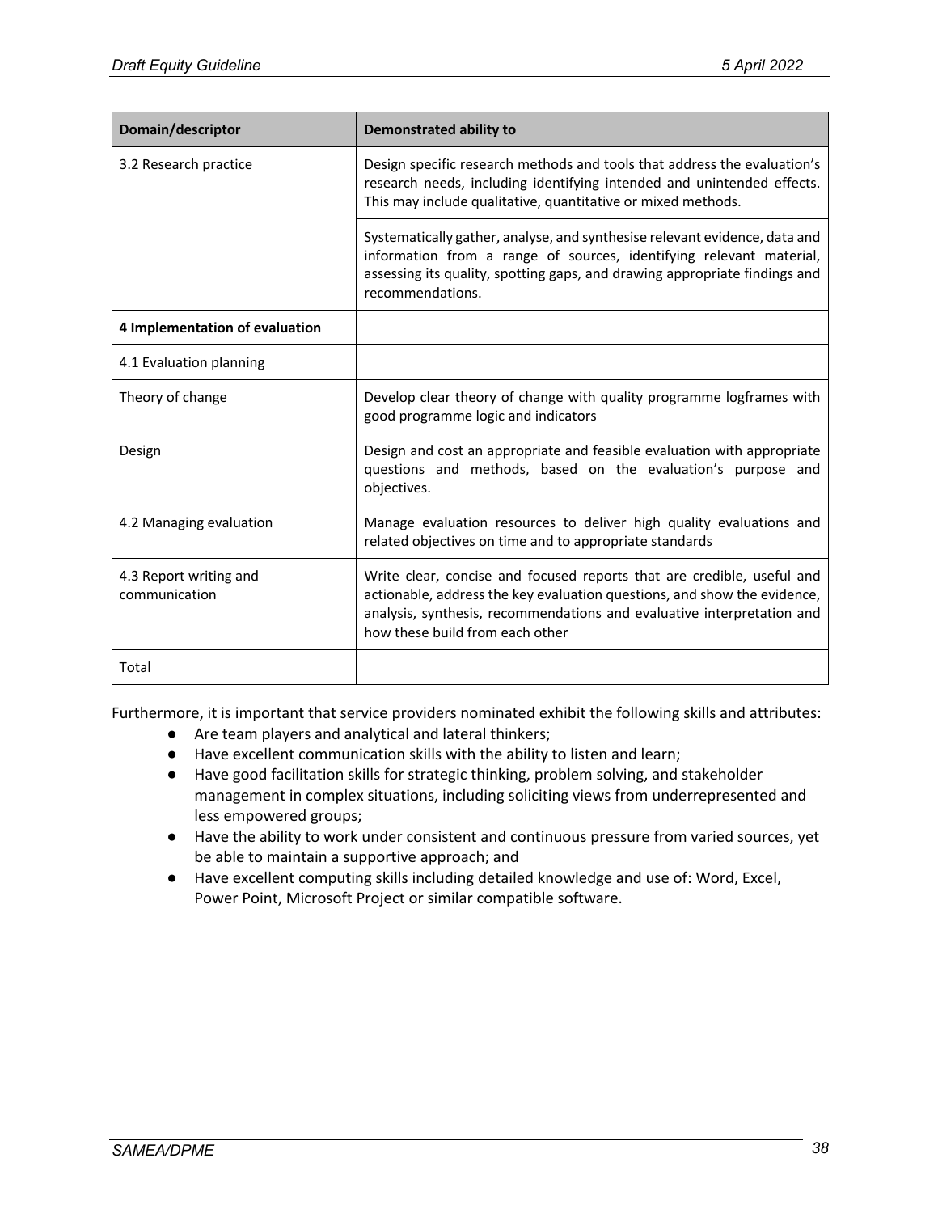| Domain/descriptor | Demonstrated ability to |
| --- | --- |
| 3.2 Research practice | Design specific research methods and tools that address the evaluation's research needs, including identifying intended and unintended effects. This may include qualitative, quantitative or mixed methods. |
| | Systematically gather, analyse, and synthesise relevant evidence, data and information from a range of sources, identifying relevant material, assessing its quality, spotting gaps, and drawing appropriate findings and recommendations. |
| **4 Implementation of evaluation** | |
| 4.1 Evaluation planning | |
| Theory of change | Develop clear theory of change with quality programme logframes with good programme logic and indicators |
| Design | Design and cost an appropriate and feasible evaluation with appropriate questions and methods, based on the evaluation's purpose and objectives. |
| 4.2 Managing evaluation | Manage evaluation resources to deliver high quality evaluations and related objectives on time and to appropriate standards |
| 4.3 Report writing and communication | Write clear, concise and focused reports that are credible, useful and actionable, address the key evaluation questions, and show the evidence, analysis, synthesis, recommendations and evaluative interpretation and how these build from each other |
| Total | |

Furthermore, it is important that service providers nominated exhibit the following skills and attributes:

- Are team players and analytical and lateral thinkers;
- Have excellent communication skills with the ability to listen and learn;
- Have good facilitation skills for strategic thinking, problem solving, and stakeholder management in complex situations, including soliciting views from underrepresented and less empowered groups;
- Have the ability to work under consistent and continuous pressure from varied sources, yet be able to maintain a supportive approach; and
- Have excellent computing skills including detailed knowledge and use of: Word, Excel, Power Point, Microsoft Project or similar compatible software.